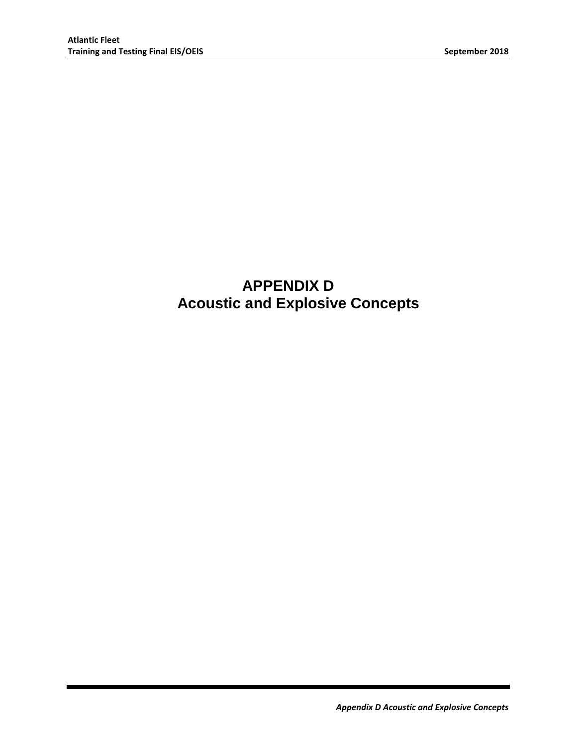# APPENDIX D
# Acoustic and Explosive Concepts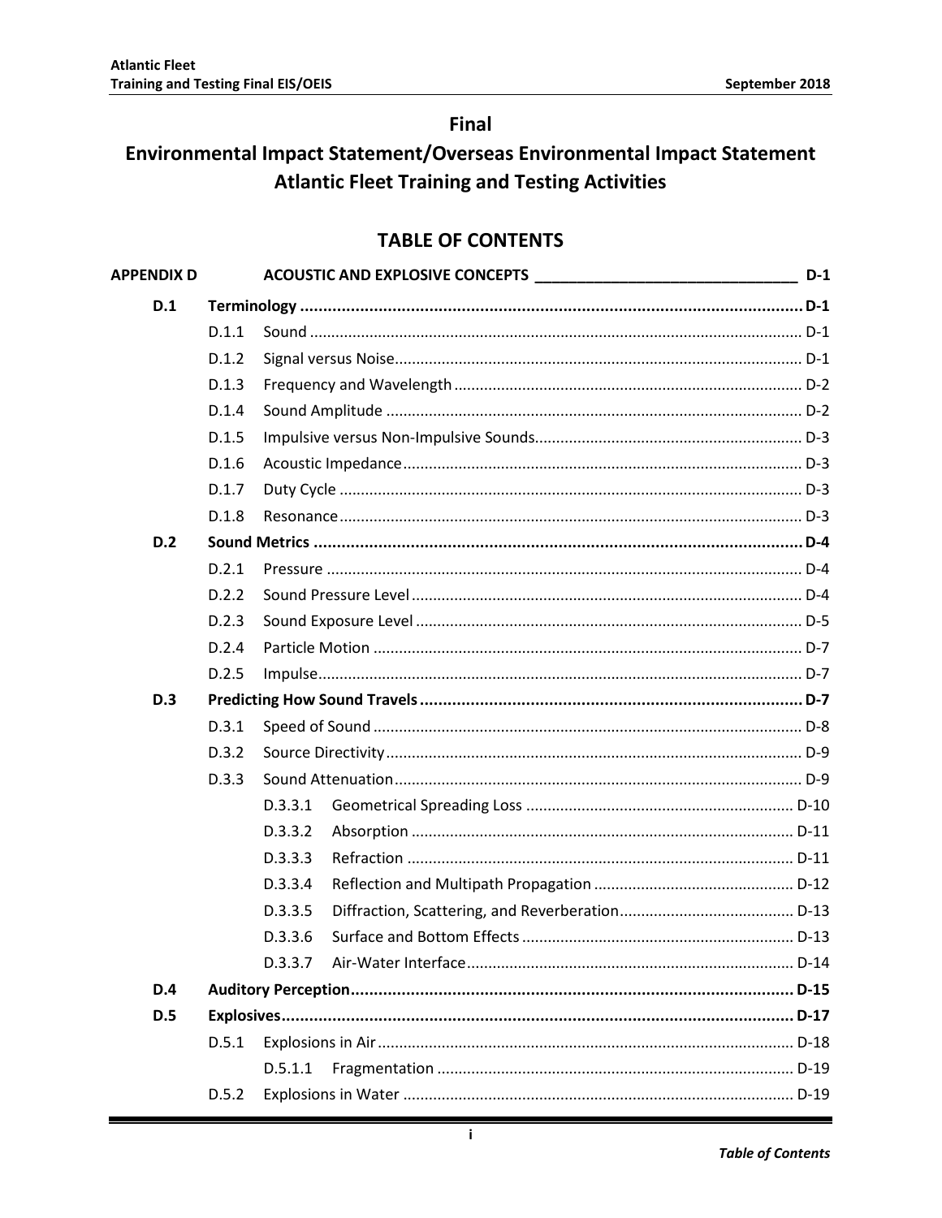# Final

# Environmental Impact Statement/Overseas Environmental Impact Statement Atlantic Fleet Training and Testing Activities

## TABLE OF CONTENTS

**APPENDIX D ACOUSTIC AND EXPLOSIVE CONCEPTS ______________________________ D-1**

**D.1 Terminology ........................................................................................................ D-1**

- D.1.1 Sound ........................................................................................................ D-1
- D.1.2 Signal versus Noise ..................................................................................... D-1
- D.1.3 Frequency and Wavelength ......................................................................... D-2
- D.1.4 Sound Amplitude ........................................................................................ D-2
- D.1.5 Impulsive versus Non-Impulsive Sounds ...................................................... D-3
- D.1.6 Acoustic Impedance ..................................................................................... D-3
- D.1.7 Duty Cycle .................................................................................................. D-3
- D.1.8 Resonance ................................................................................................... D-3

**D.2 Sound Metrics ...................................................................................................... D-4**

- D.2.1 Pressure ..................................................................................................... D-4
- D.2.2 Sound Pressure Level ................................................................................... D-4
- D.2.3 Sound Exposure Level .................................................................................. D-5
- D.2.4 Particle Motion ............................................................................................ D-7
- D.2.5 Impulse ....................................................................................................... D-7

**D.3 Predicting How Sound Travels ............................................................................... D-7**

- D.3.1 Speed of Sound ............................................................................................ D-8
- D.3.2 Source Directivity ......................................................................................... D-9
- D.3.3 Sound Attenuation ........................................................................................ D-9
  - D.3.3.1 Geometrical Spreading Loss ................................................................ D-10
  - D.3.3.2 Absorption ......................................................................................... D-11
  - D.3.3.3 Refraction .......................................................................................... D-11
  - D.3.3.4 Reflection and Multipath Propagation ................................................. D-12
  - D.3.3.5 Diffraction, Scattering, and Reverberation ........................................... D-13
  - D.3.3.6 Surface and Bottom Effects ................................................................. D-13
  - D.3.3.7 Air-Water Interface ............................................................................. D-14

**D.4 Auditory Perception ............................................................................................. D-15**

**D.5 Explosives ............................................................................................................ D-17**

- D.5.1 Explosions in Air ......................................................................................... D-18
  - D.5.1.1 Fragmentation .................................................................................... D-19
- D.5.2 Explosions in Water ..................................................................................... D-19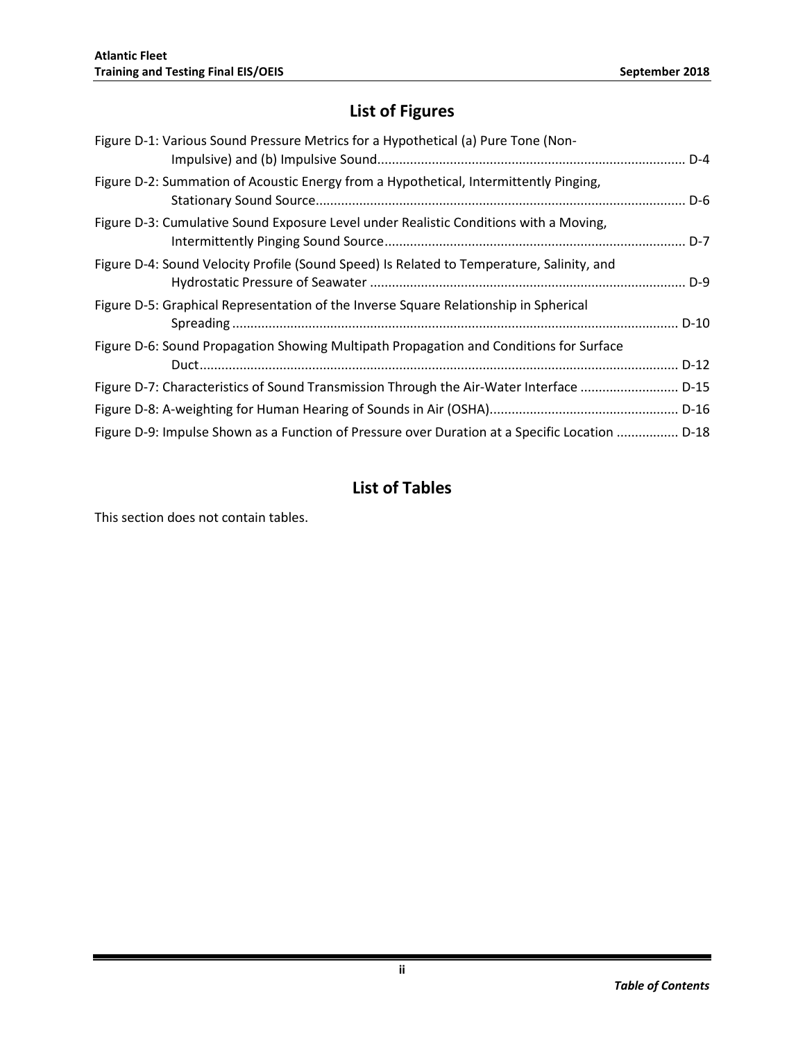## List of Figures

Figure D-1: Various Sound Pressure Metrics for a Hypothetical (a) Pure Tone (Non-Impulsive) and (b) Impulsive Sound.................................................................................... D-4

Figure D-2: Summation of Acoustic Energy from a Hypothetical, Intermittently Pinging, Stationary Sound Source..................................................................................................... D-6

Figure D-3: Cumulative Sound Exposure Level under Realistic Conditions with a Moving, Intermittently Pinging Sound Source.................................................................................. D-7

Figure D-4: Sound Velocity Profile (Sound Speed) Is Related to Temperature, Salinity, and Hydrostatic Pressure of Seawater ...................................................................................... D-9

Figure D-5: Graphical Representation of the Inverse Square Relationship in Spherical Spreading .......................................................................................................................... D-10

Figure D-6: Sound Propagation Showing Multipath Propagation and Conditions for Surface Duct.................................................................................................................................. D-12

Figure D-7: Characteristics of Sound Transmission Through the Air-Water Interface ........................... D-15

Figure D-8: A-weighting for Human Hearing of Sounds in Air (OSHA).................................................... D-16

Figure D-9: Impulse Shown as a Function of Pressure over Duration at a Specific Location ................ D-18

## List of Tables

This section does not contain tables.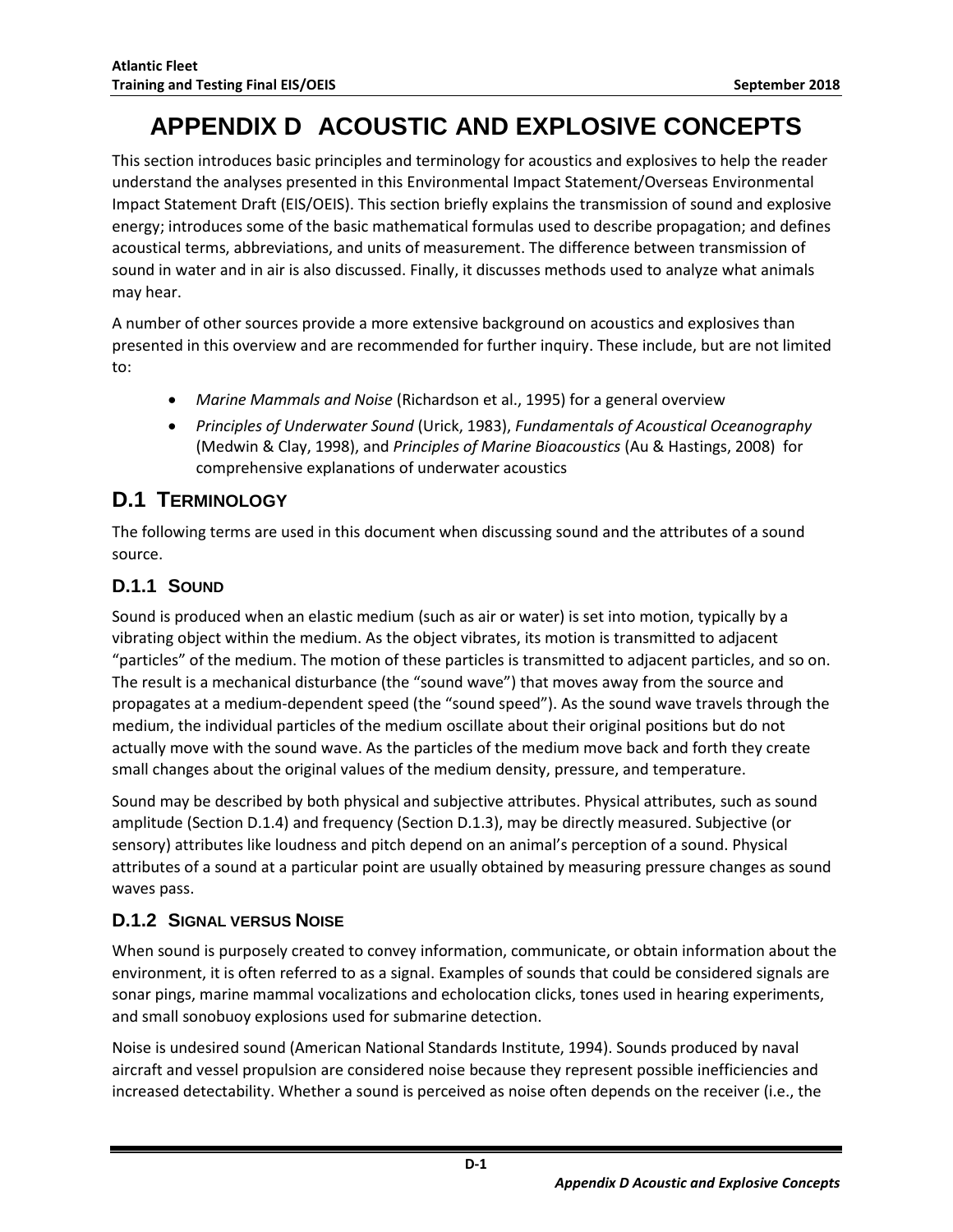# APPENDIX D ACOUSTIC AND EXPLOSIVE CONCEPTS

This section introduces basic principles and terminology for acoustics and explosives to help the reader understand the analyses presented in this Environmental Impact Statement/Overseas Environmental Impact Statement Draft (EIS/OEIS). This section briefly explains the transmission of sound and explosive energy; introduces some of the basic mathematical formulas used to describe propagation; and defines acoustical terms, abbreviations, and units of measurement. The difference between transmission of sound in water and in air is also discussed. Finally, it discusses methods used to analyze what animals may hear.

A number of other sources provide a more extensive background on acoustics and explosives than presented in this overview and are recommended for further inquiry. These include, but are not limited to:

- *Marine Mammals and Noise* (Richardson et al., 1995) for a general overview
- *Principles of Underwater Sound* (Urick, 1983), *Fundamentals of Acoustical Oceanography* (Medwin & Clay, 1998), and *Principles of Marine Bioacoustics* (Au & Hastings, 2008) for comprehensive explanations of underwater acoustics

## D.1 TERMINOLOGY

The following terms are used in this document when discussing sound and the attributes of a sound source.

### D.1.1 SOUND

Sound is produced when an elastic medium (such as air or water) is set into motion, typically by a vibrating object within the medium. As the object vibrates, its motion is transmitted to adjacent "particles" of the medium. The motion of these particles is transmitted to adjacent particles, and so on. The result is a mechanical disturbance (the "sound wave") that moves away from the source and propagates at a medium-dependent speed (the "sound speed"). As the sound wave travels through the medium, the individual particles of the medium oscillate about their original positions but do not actually move with the sound wave. As the particles of the medium move back and forth they create small changes about the original values of the medium density, pressure, and temperature.

Sound may be described by both physical and subjective attributes. Physical attributes, such as sound amplitude (Section D.1.4) and frequency (Section D.1.3), may be directly measured. Subjective (or sensory) attributes like loudness and pitch depend on an animal's perception of a sound. Physical attributes of a sound at a particular point are usually obtained by measuring pressure changes as sound waves pass.

### D.1.2 SIGNAL VERSUS NOISE

When sound is purposely created to convey information, communicate, or obtain information about the environment, it is often referred to as a signal. Examples of sounds that could be considered signals are sonar pings, marine mammal vocalizations and echolocation clicks, tones used in hearing experiments, and small sonobuoy explosions used for submarine detection.

Noise is undesired sound (American National Standards Institute, 1994). Sounds produced by naval aircraft and vessel propulsion are considered noise because they represent possible inefficiencies and increased detectability. Whether a sound is perceived as noise often depends on the receiver (i.e., the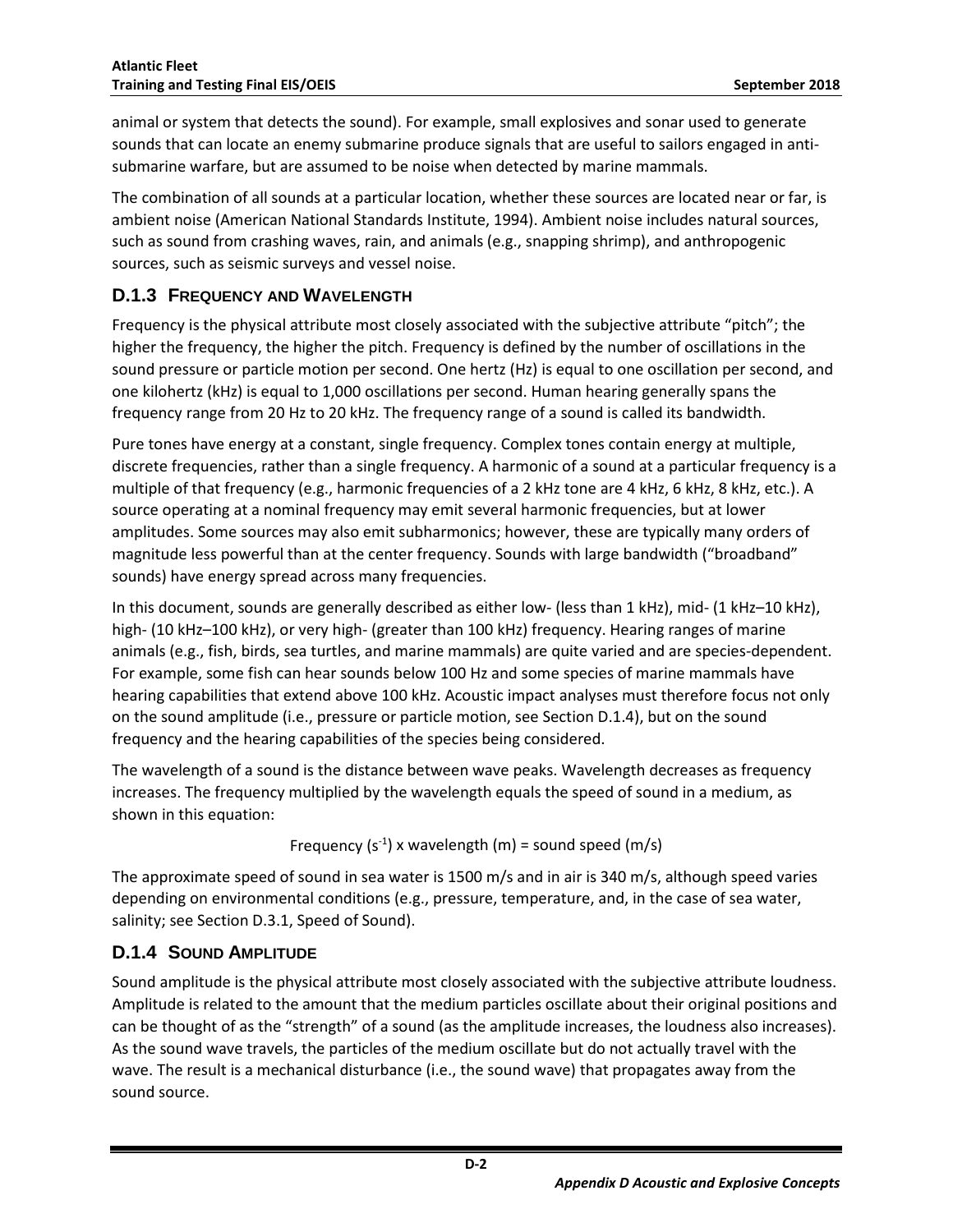animal or system that detects the sound). For example, small explosives and sonar used to generate sounds that can locate an enemy submarine produce signals that are useful to sailors engaged in anti-submarine warfare, but are assumed to be noise when detected by marine mammals.

The combination of all sounds at a particular location, whether these sources are located near or far, is ambient noise (American National Standards Institute, 1994). Ambient noise includes natural sources, such as sound from crashing waves, rain, and animals (e.g., snapping shrimp), and anthropogenic sources, such as seismic surveys and vessel noise.

### D.1.3 Frequency and Wavelength

Frequency is the physical attribute most closely associated with the subjective attribute "pitch"; the higher the frequency, the higher the pitch. Frequency is defined by the number of oscillations in the sound pressure or particle motion per second. One hertz (Hz) is equal to one oscillation per second, and one kilohertz (kHz) is equal to 1,000 oscillations per second. Human hearing generally spans the frequency range from 20 Hz to 20 kHz. The frequency range of a sound is called its bandwidth.

Pure tones have energy at a constant, single frequency. Complex tones contain energy at multiple, discrete frequencies, rather than a single frequency. A harmonic of a sound at a particular frequency is a multiple of that frequency (e.g., harmonic frequencies of a 2 kHz tone are 4 kHz, 6 kHz, 8 kHz, etc.). A source operating at a nominal frequency may emit several harmonic frequencies, but at lower amplitudes. Some sources may also emit subharmonics; however, these are typically many orders of magnitude less powerful than at the center frequency. Sounds with large bandwidth ("broadband" sounds) have energy spread across many frequencies.

In this document, sounds are generally described as either low- (less than 1 kHz), mid- (1 kHz–10 kHz), high- (10 kHz–100 kHz), or very high- (greater than 100 kHz) frequency. Hearing ranges of marine animals (e.g., fish, birds, sea turtles, and marine mammals) are quite varied and are species-dependent. For example, some fish can hear sounds below 100 Hz and some species of marine mammals have hearing capabilities that extend above 100 kHz. Acoustic impact analyses must therefore focus not only on the sound amplitude (i.e., pressure or particle motion, see Section D.1.4), but on the sound frequency and the hearing capabilities of the species being considered.

The wavelength of a sound is the distance between wave peaks. Wavelength decreases as frequency increases. The frequency multiplied by the wavelength equals the speed of sound in a medium, as shown in this equation:

$$\text{Frequency } (s^{-1}) \times \text{wavelength (m)} = \text{sound speed (m/s)}$$

The approximate speed of sound in sea water is 1500 m/s and in air is 340 m/s, although speed varies depending on environmental conditions (e.g., pressure, temperature, and, in the case of sea water, salinity; see Section D.3.1, Speed of Sound).

### D.1.4 Sound Amplitude

Sound amplitude is the physical attribute most closely associated with the subjective attribute loudness. Amplitude is related to the amount that the medium particles oscillate about their original positions and can be thought of as the "strength" of a sound (as the amplitude increases, the loudness also increases). As the sound wave travels, the particles of the medium oscillate but do not actually travel with the wave. The result is a mechanical disturbance (i.e., the sound wave) that propagates away from the sound source.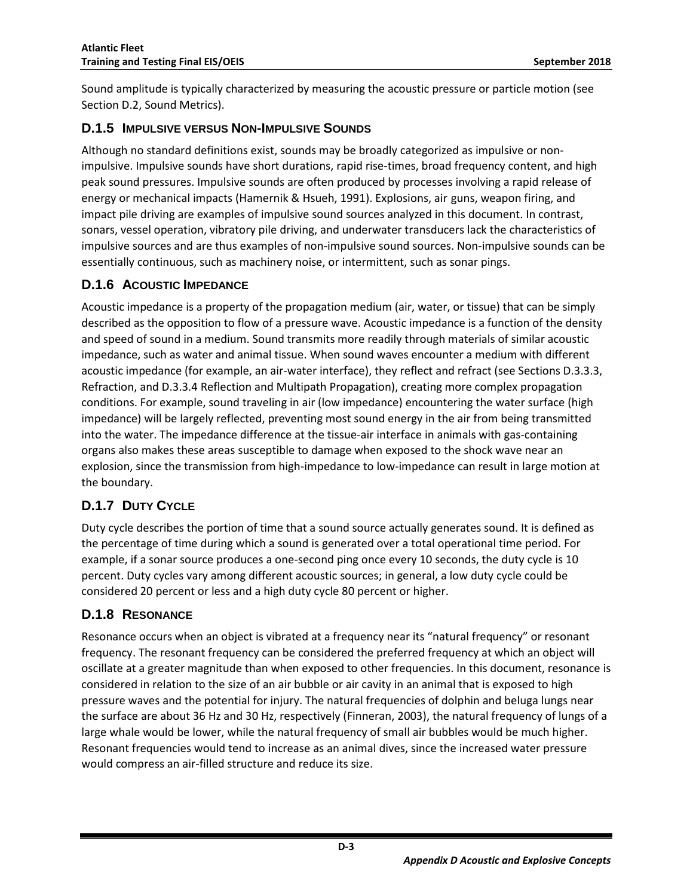Sound amplitude is typically characterized by measuring the acoustic pressure or particle motion (see Section D.2, Sound Metrics).

### D.1.5 Impulsive versus Non-Impulsive Sounds

Although no standard definitions exist, sounds may be broadly categorized as impulsive or non-impulsive. Impulsive sounds have short durations, rapid rise-times, broad frequency content, and high peak sound pressures. Impulsive sounds are often produced by processes involving a rapid release of energy or mechanical impacts (Hamernik & Hsueh, 1991). Explosions, air guns, weapon firing, and impact pile driving are examples of impulsive sound sources analyzed in this document. In contrast, sonars, vessel operation, vibratory pile driving, and underwater transducers lack the characteristics of impulsive sources and are thus examples of non-impulsive sound sources. Non-impulsive sounds can be essentially continuous, such as machinery noise, or intermittent, such as sonar pings.

### D.1.6 Acoustic Impedance

Acoustic impedance is a property of the propagation medium (air, water, or tissue) that can be simply described as the opposition to flow of a pressure wave. Acoustic impedance is a function of the density and speed of sound in a medium. Sound transmits more readily through materials of similar acoustic impedance, such as water and animal tissue. When sound waves encounter a medium with different acoustic impedance (for example, an air-water interface), they reflect and refract (see Sections D.3.3.3, Refraction, and D.3.3.4 Reflection and Multipath Propagation), creating more complex propagation conditions. For example, sound traveling in air (low impedance) encountering the water surface (high impedance) will be largely reflected, preventing most sound energy in the air from being transmitted into the water. The impedance difference at the tissue-air interface in animals with gas-containing organs also makes these areas susceptible to damage when exposed to the shock wave near an explosion, since the transmission from high-impedance to low-impedance can result in large motion at the boundary.

### D.1.7 Duty Cycle

Duty cycle describes the portion of time that a sound source actually generates sound. It is defined as the percentage of time during which a sound is generated over a total operational time period. For example, if a sonar source produces a one-second ping once every 10 seconds, the duty cycle is 10 percent. Duty cycles vary among different acoustic sources; in general, a low duty cycle could be considered 20 percent or less and a high duty cycle 80 percent or higher.

### D.1.8 Resonance

Resonance occurs when an object is vibrated at a frequency near its "natural frequency" or resonant frequency. The resonant frequency can be considered the preferred frequency at which an object will oscillate at a greater magnitude than when exposed to other frequencies. In this document, resonance is considered in relation to the size of an air bubble or air cavity in an animal that is exposed to high pressure waves and the potential for injury. The natural frequencies of dolphin and beluga lungs near the surface are about 36 Hz and 30 Hz, respectively (Finneran, 2003), the natural frequency of lungs of a large whale would be lower, while the natural frequency of small air bubbles would be much higher. Resonant frequencies would tend to increase as an animal dives, since the increased water pressure would compress an air-filled structure and reduce its size.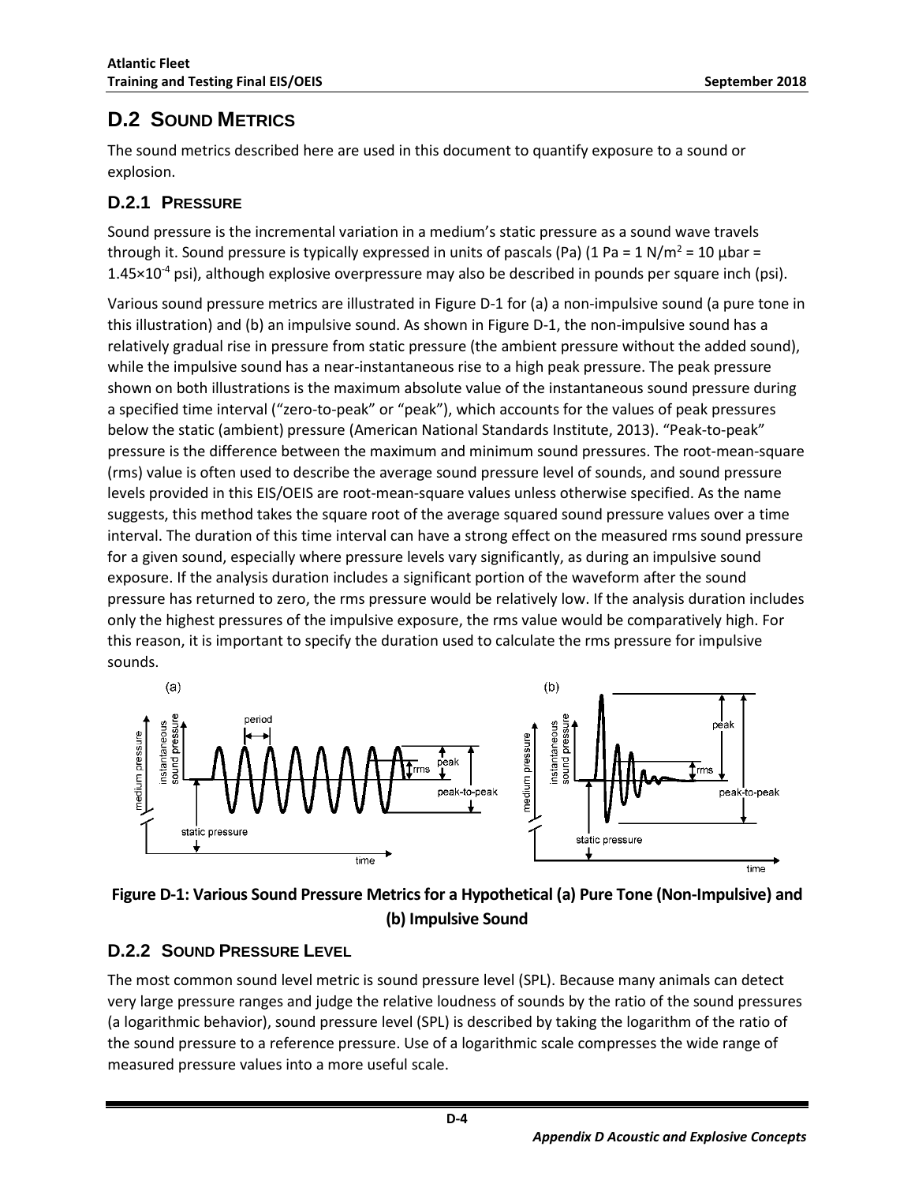## D.2 SOUND METRICS

The sound metrics described here are used in this document to quantify exposure to a sound or explosion.

### D.2.1 PRESSURE

Sound pressure is the incremental variation in a medium's static pressure as a sound wave travels through it. Sound pressure is typically expressed in units of pascals (Pa) (1 Pa = 1 N/m$^2$ = 10 μbar = 1.45×10$^{-4}$ psi), although explosive overpressure may also be described in pounds per square inch (psi).

Various sound pressure metrics are illustrated in Figure D-1 for (a) a non-impulsive sound (a pure tone in this illustration) and (b) an impulsive sound. As shown in Figure D-1, the non-impulsive sound has a relatively gradual rise in pressure from static pressure (the ambient pressure without the added sound), while the impulsive sound has a near-instantaneous rise to a high peak pressure. The peak pressure shown on both illustrations is the maximum absolute value of the instantaneous sound pressure during a specified time interval ("zero-to-peak" or "peak"), which accounts for the values of peak pressures below the static (ambient) pressure (American National Standards Institute, 2013). "Peak-to-peak" pressure is the difference between the maximum and minimum sound pressures. The root-mean-square (rms) value is often used to describe the average sound pressure level of sounds, and sound pressure levels provided in this EIS/OEIS are root-mean-square values unless otherwise specified. As the name suggests, this method takes the square root of the average squared sound pressure values over a time interval. The duration of this time interval can have a strong effect on the measured rms sound pressure for a given sound, especially where pressure levels vary significantly, as during an impulsive sound exposure. If the analysis duration includes a significant portion of the waveform after the sound pressure has returned to zero, the rms pressure would be relatively low. If the analysis duration includes only the highest pressures of the impulsive exposure, the rms value would be comparatively high. For this reason, it is important to specify the duration used to calculate the rms pressure for impulsive sounds.

**Figure D-1: Various Sound Pressure Metrics for a Hypothetical (a) Pure Tone (Non-Impulsive) and (b) Impulsive Sound**

### D.2.2 SOUND PRESSURE LEVEL

The most common sound level metric is sound pressure level (SPL). Because many animals can detect very large pressure ranges and judge the relative loudness of sounds by the ratio of the sound pressures (a logarithmic behavior), sound pressure level (SPL) is described by taking the logarithm of the ratio of the sound pressure to a reference pressure. Use of a logarithmic scale compresses the wide range of measured pressure values into a more useful scale.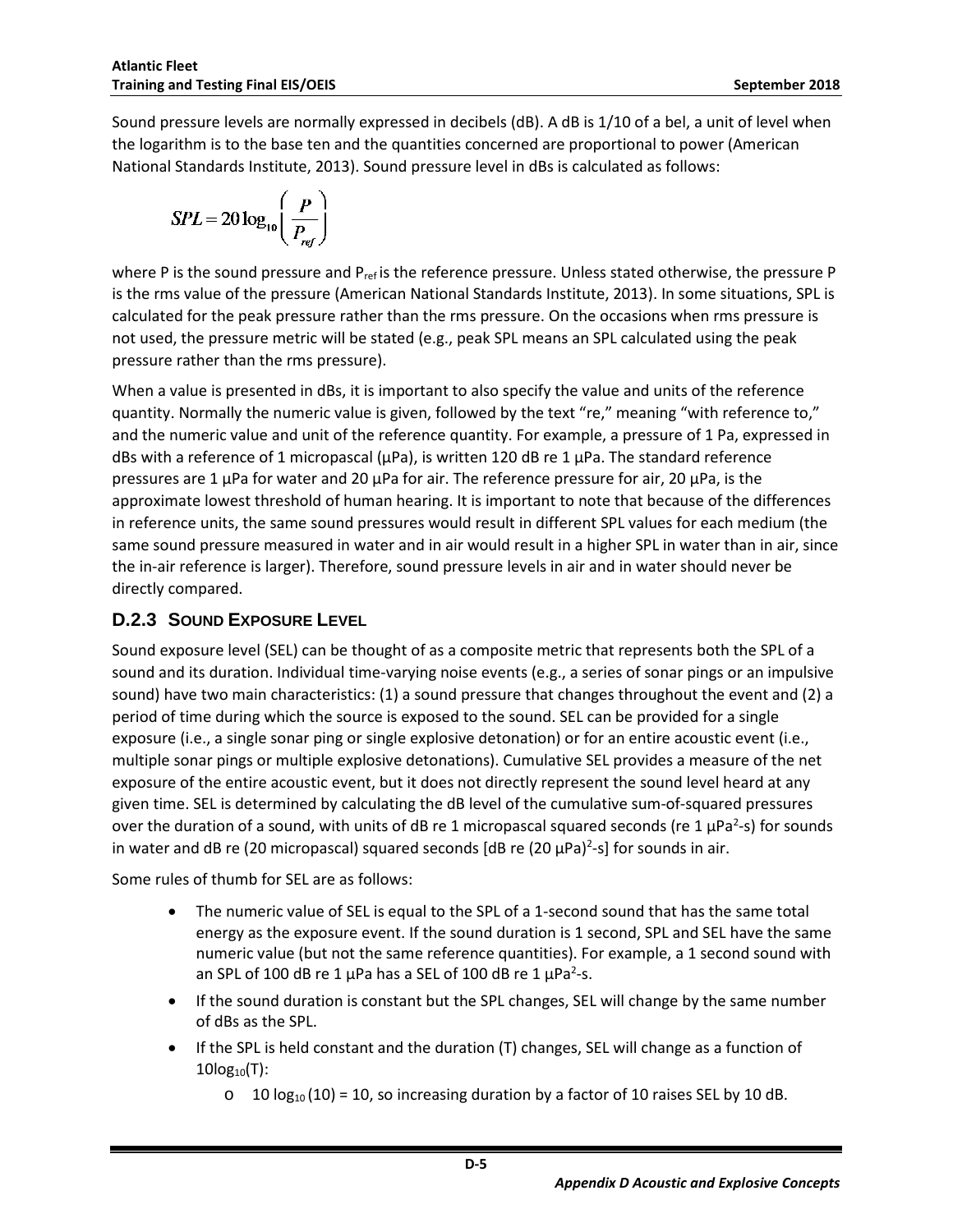Sound pressure levels are normally expressed in decibels (dB). A dB is 1/10 of a bel, a unit of level when the logarithm is to the base ten and the quantities concerned are proportional to power (American National Standards Institute, 2013). Sound pressure level in dBs is calculated as follows:

$$SPL = 20\log_{10}\left(\frac{P}{P_{ref}}\right)$$

where P is the sound pressure and $P_{ref}$ is the reference pressure. Unless stated otherwise, the pressure P is the rms value of the pressure (American National Standards Institute, 2013). In some situations, SPL is calculated for the peak pressure rather than the rms pressure. On the occasions when rms pressure is not used, the pressure metric will be stated (e.g., peak SPL means an SPL calculated using the peak pressure rather than the rms pressure).

When a value is presented in dBs, it is important to also specify the value and units of the reference quantity. Normally the numeric value is given, followed by the text "re," meaning "with reference to," and the numeric value and unit of the reference quantity. For example, a pressure of 1 Pa, expressed in dBs with a reference of 1 micropascal (μPa), is written 120 dB re 1 μPa. The standard reference pressures are 1 μPa for water and 20 μPa for air. The reference pressure for air, 20 μPa, is the approximate lowest threshold of human hearing. It is important to note that because of the differences in reference units, the same sound pressures would result in different SPL values for each medium (the same sound pressure measured in water and in air would result in a higher SPL in water than in air, since the in-air reference is larger). Therefore, sound pressure levels in air and in water should never be directly compared.

### D.2.3 Sound Exposure Level

Sound exposure level (SEL) can be thought of as a composite metric that represents both the SPL of a sound and its duration. Individual time-varying noise events (e.g., a series of sonar pings or an impulsive sound) have two main characteristics: (1) a sound pressure that changes throughout the event and (2) a period of time during which the source is exposed to the sound. SEL can be provided for a single exposure (i.e., a single sonar ping or single explosive detonation) or for an entire acoustic event (i.e., multiple sonar pings or multiple explosive detonations). Cumulative SEL provides a measure of the net exposure of the entire acoustic event, but it does not directly represent the sound level heard at any given time. SEL is determined by calculating the dB level of the cumulative sum-of-squared pressures over the duration of a sound, with units of dB re 1 micropascal squared seconds (re 1 $\mu Pa^2$-s) for sounds in water and dB re (20 micropascal) squared seconds [dB re (20 $\mu Pa)^2$-s] for sounds in air.

Some rules of thumb for SEL are as follows:

- The numeric value of SEL is equal to the SPL of a 1-second sound that has the same total energy as the exposure event. If the sound duration is 1 second, SPL and SEL have the same numeric value (but not the same reference quantities). For example, a 1 second sound with an SPL of 100 dB re 1 μPa has a SEL of 100 dB re 1 $\mu Pa^2$-s.
- If the sound duration is constant but the SPL changes, SEL will change by the same number of dBs as the SPL.
- If the SPL is held constant and the duration (T) changes, SEL will change as a function of $10\log_{10}(T)$:
  - $10 \log_{10}(10) = 10$, so increasing duration by a factor of 10 raises SEL by 10 dB.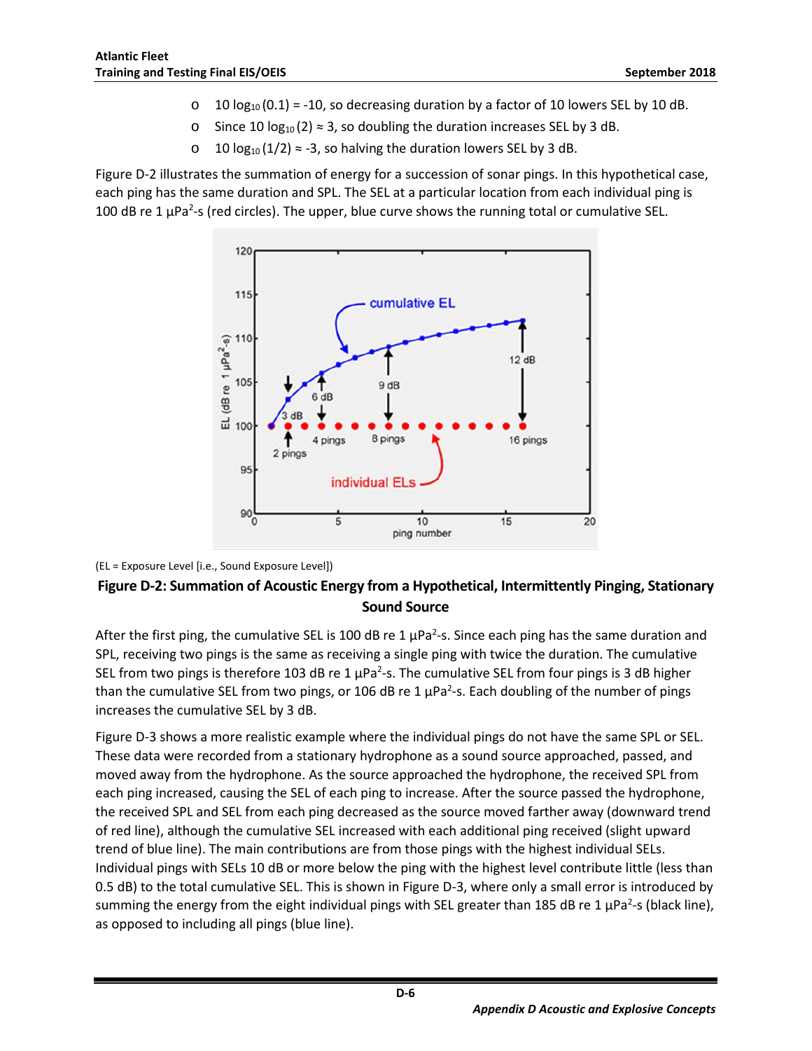- $10 \log_{10}(0.1) = -10$, so decreasing duration by a factor of 10 lowers SEL by 10 dB.
- Since $10 \log_{10}(2) \approx 3$, so doubling the duration increases SEL by 3 dB.
- $10 \log_{10}(1/2) \approx -3$, so halving the duration lowers SEL by 3 dB.

Figure D-2 illustrates the summation of energy for a succession of sonar pings. In this hypothetical case, each ping has the same duration and SPL. The SEL at a particular location from each individual ping is 100 dB re 1 µPa$^2$-s (red circles). The upper, blue curve shows the running total or cumulative SEL.

(EL = Exposure Level [i.e., Sound Exposure Level])

**Figure D-2: Summation of Acoustic Energy from a Hypothetical, Intermittently Pinging, Stationary Sound Source**

After the first ping, the cumulative SEL is 100 dB re 1 µPa$^2$-s. Since each ping has the same duration and SPL, receiving two pings is the same as receiving a single ping with twice the duration. The cumulative SEL from two pings is therefore 103 dB re 1 µPa$^2$-s. The cumulative SEL from four pings is 3 dB higher than the cumulative SEL from two pings, or 106 dB re 1 µPa$^2$-s. Each doubling of the number of pings increases the cumulative SEL by 3 dB.

Figure D-3 shows a more realistic example where the individual pings do not have the same SPL or SEL. These data were recorded from a stationary hydrophone as a sound source approached, passed, and moved away from the hydrophone. As the source approached the hydrophone, the received SPL from each ping increased, causing the SEL of each ping to increase. After the source passed the hydrophone, the received SPL and SEL from each ping decreased as the source moved farther away (downward trend of red line), although the cumulative SEL increased with each additional ping received (slight upward trend of blue line). The main contributions are from those pings with the highest individual SELs. Individual pings with SELs 10 dB or more below the ping with the highest level contribute little (less than 0.5 dB) to the total cumulative SEL. This is shown in Figure D-3, where only a small error is introduced by summing the energy from the eight individual pings with SEL greater than 185 dB re 1 µPa$^2$-s (black line), as opposed to including all pings (blue line).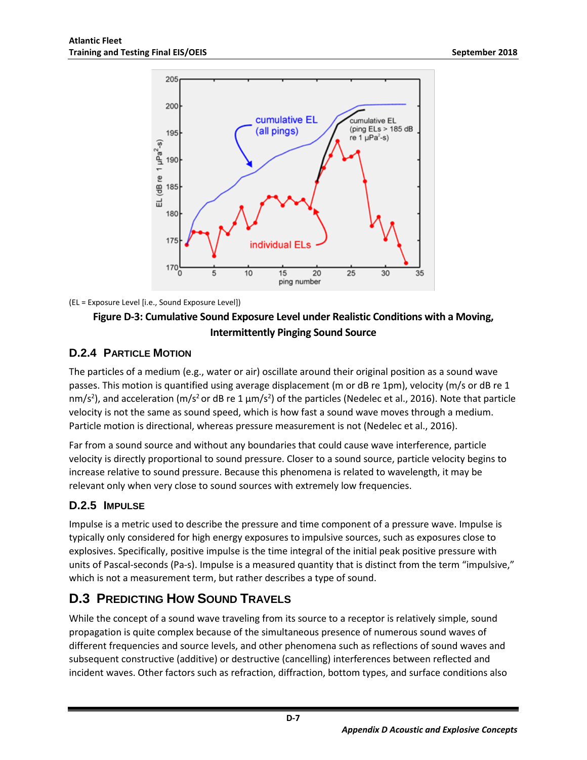(EL = Exposure Level [i.e., Sound Exposure Level])

**Figure D-3: Cumulative Sound Exposure Level under Realistic Conditions with a Moving, Intermittently Pinging Sound Source**

### D.2.4 Particle Motion

The particles of a medium (e.g., water or air) oscillate around their original position as a sound wave passes. This motion is quantified using average displacement (m or dB re 1pm), velocity (m/s or dB re 1 nm/$s^2$), and acceleration (m/$s^2$ or dB re 1 µm/$s^2$) of the particles (Nedelec et al., 2016). Note that particle velocity is not the same as sound speed, which is how fast a sound wave moves through a medium. Particle motion is directional, whereas pressure measurement is not (Nedelec et al., 2016).

Far from a sound source and without any boundaries that could cause wave interference, particle velocity is directly proportional to sound pressure. Closer to a sound source, particle velocity begins to increase relative to sound pressure. Because this phenomena is related to wavelength, it may be relevant only when very close to sound sources with extremely low frequencies.

### D.2.5 Impulse

Impulse is a metric used to describe the pressure and time component of a pressure wave. Impulse is typically only considered for high energy exposures to impulsive sources, such as exposures close to explosives. Specifically, positive impulse is the time integral of the initial peak positive pressure with units of Pascal-seconds (Pa-s). Impulse is a measured quantity that is distinct from the term "impulsive," which is not a measurement term, but rather describes a type of sound.

## D.3 Predicting How Sound Travels

While the concept of a sound wave traveling from its source to a receptor is relatively simple, sound propagation is quite complex because of the simultaneous presence of numerous sound waves of different frequencies and source levels, and other phenomena such as reflections of sound waves and subsequent constructive (additive) or destructive (cancelling) interferences between reflected and incident waves. Other factors such as refraction, diffraction, bottom types, and surface conditions also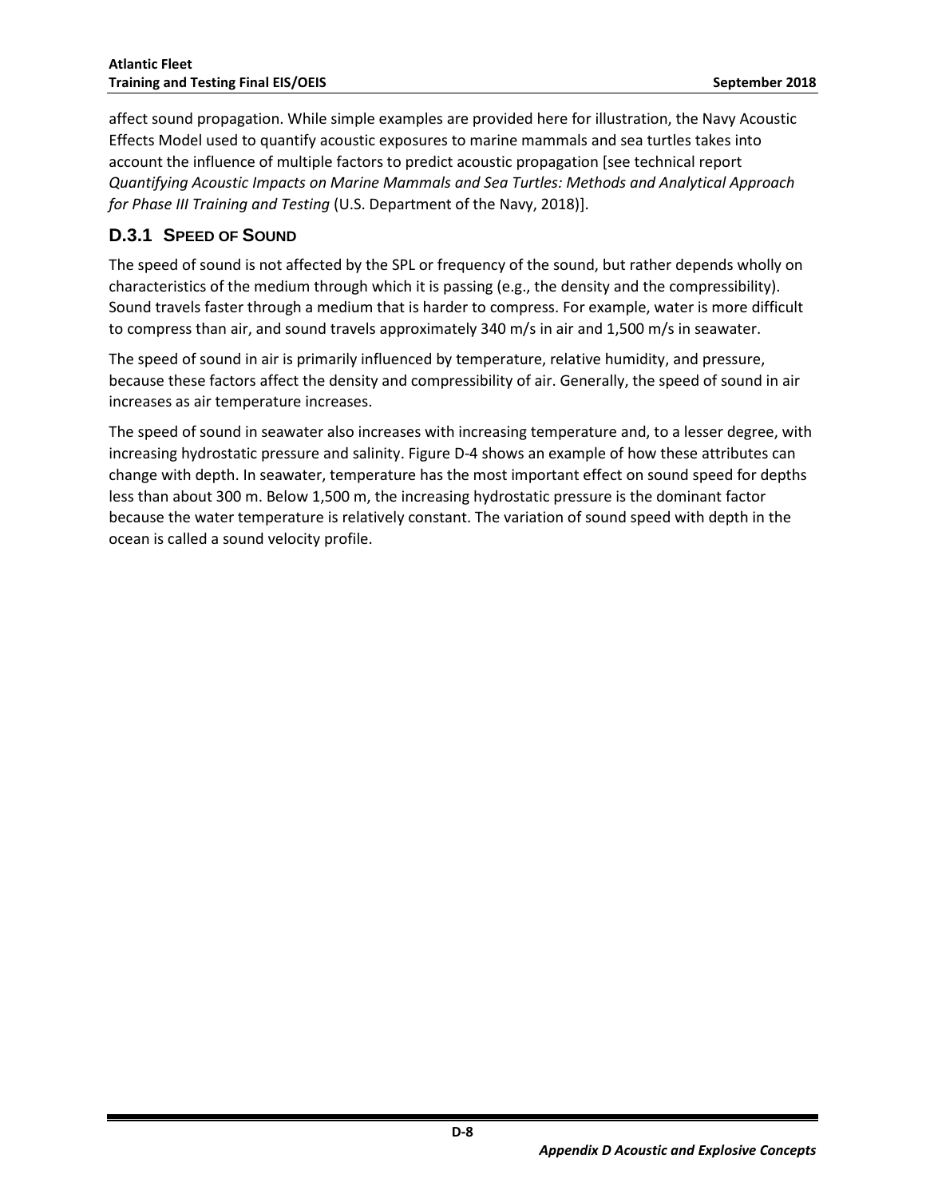affect sound propagation. While simple examples are provided here for illustration, the Navy Acoustic Effects Model used to quantify acoustic exposures to marine mammals and sea turtles takes into account the influence of multiple factors to predict acoustic propagation [see technical report *Quantifying Acoustic Impacts on Marine Mammals and Sea Turtles: Methods and Analytical Approach for Phase III Training and Testing* (U.S. Department of the Navy, 2018)].

### D.3.1 SPEED OF SOUND

The speed of sound is not affected by the SPL or frequency of the sound, but rather depends wholly on characteristics of the medium through which it is passing (e.g., the density and the compressibility). Sound travels faster through a medium that is harder to compress. For example, water is more difficult to compress than air, and sound travels approximately 340 m/s in air and 1,500 m/s in seawater.

The speed of sound in air is primarily influenced by temperature, relative humidity, and pressure, because these factors affect the density and compressibility of air. Generally, the speed of sound in air increases as air temperature increases.

The speed of sound in seawater also increases with increasing temperature and, to a lesser degree, with increasing hydrostatic pressure and salinity. Figure D-4 shows an example of how these attributes can change with depth. In seawater, temperature has the most important effect on sound speed for depths less than about 300 m. Below 1,500 m, the increasing hydrostatic pressure is the dominant factor because the water temperature is relatively constant. The variation of sound speed with depth in the ocean is called a sound velocity profile.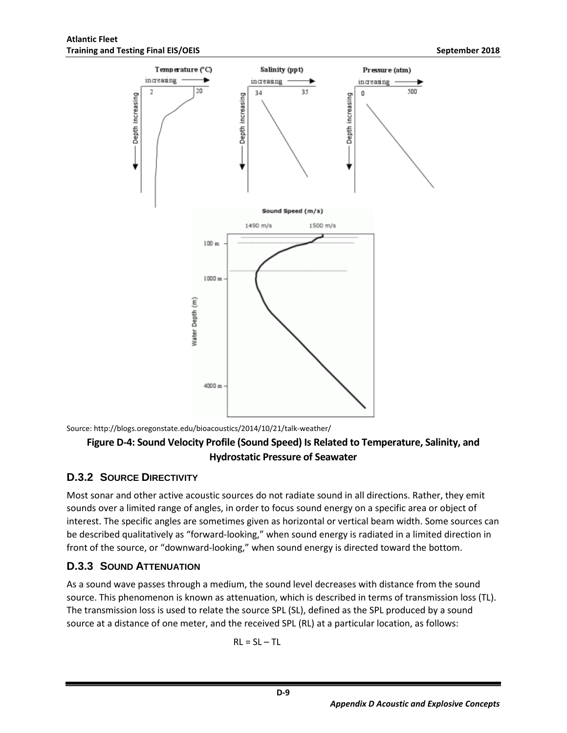Source: http://blogs.oregonstate.edu/bioacoustics/2014/10/21/talk-weather/

**Figure D-4: Sound Velocity Profile (Sound Speed) Is Related to Temperature, Salinity, and Hydrostatic Pressure of Seawater**

### D.3.2 SOURCE DIRECTIVITY

Most sonar and other active acoustic sources do not radiate sound in all directions. Rather, they emit sounds over a limited range of angles, in order to focus sound energy on a specific area or object of interest. The specific angles are sometimes given as horizontal or vertical beam width. Some sources can be described qualitatively as "forward-looking," when sound energy is radiated in a limited direction in front of the source, or "downward-looking," when sound energy is directed toward the bottom.

### D.3.3 SOUND ATTENUATION

As a sound wave passes through a medium, the sound level decreases with distance from the sound source. This phenomenon is known as attenuation, which is described in terms of transmission loss (TL). The transmission loss is used to relate the source SPL (SL), defined as the SPL produced by a sound source at a distance of one meter, and the received SPL (RL) at a particular location, as follows:

$$RL = SL - TL$$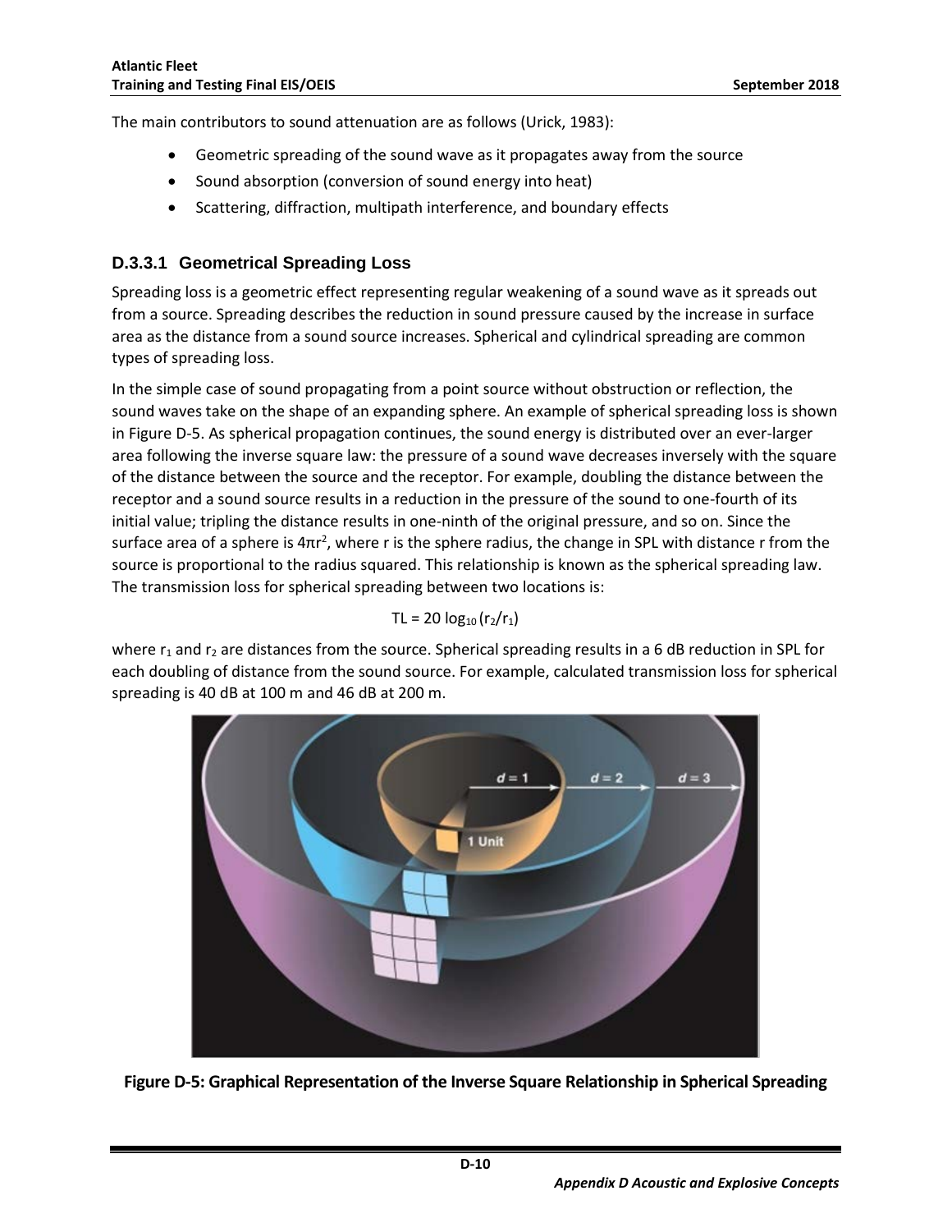The main contributors to sound attenuation are as follows (Urick, 1983):

- Geometric spreading of the sound wave as it propagates away from the source
- Sound absorption (conversion of sound energy into heat)
- Scattering, diffraction, multipath interference, and boundary effects

### D.3.3.1 Geometrical Spreading Loss

Spreading loss is a geometric effect representing regular weakening of a sound wave as it spreads out from a source. Spreading describes the reduction in sound pressure caused by the increase in surface area as the distance from a sound source increases. Spherical and cylindrical spreading are common types of spreading loss.

In the simple case of sound propagating from a point source without obstruction or reflection, the sound waves take on the shape of an expanding sphere. An example of spherical spreading loss is shown in Figure D-5. As spherical propagation continues, the sound energy is distributed over an ever-larger area following the inverse square law: the pressure of a sound wave decreases inversely with the square of the distance between the source and the receptor. For example, doubling the distance between the receptor and a sound source results in a reduction in the pressure of the sound to one-fourth of its initial value; tripling the distance results in one-ninth of the original pressure, and so on. Since the surface area of a sphere is $4\pi r^2$, where r is the sphere radius, the change in SPL with distance r from the source is proportional to the radius squared. This relationship is known as the spherical spreading law. The transmission loss for spherical spreading between two locations is:

$$TL = 20 \log_{10} (r_2/r_1)$$

where $r_1$ and $r_2$ are distances from the source. Spherical spreading results in a 6 dB reduction in SPL for each doubling of distance from the sound source. For example, calculated transmission loss for spherical spreading is 40 dB at 100 m and 46 dB at 200 m.

**Figure D-5: Graphical Representation of the Inverse Square Relationship in Spherical Spreading**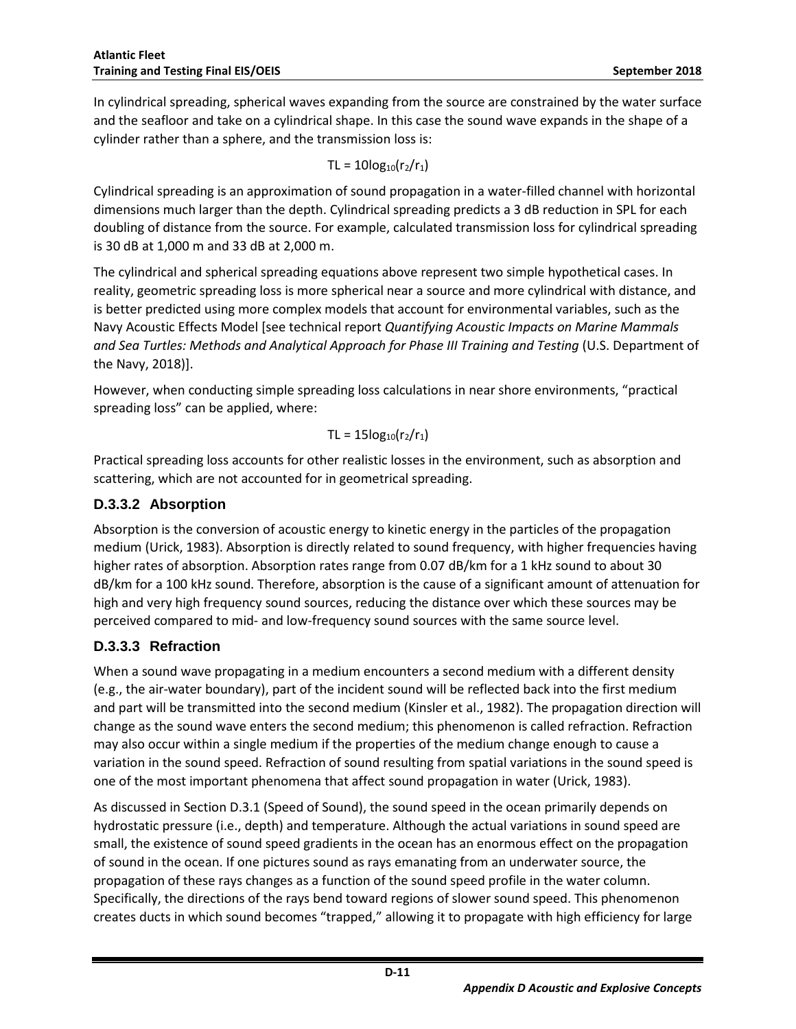In cylindrical spreading, spherical waves expanding from the source are constrained by the water surface and the seafloor and take on a cylindrical shape. In this case the sound wave expands in the shape of a cylinder rather than a sphere, and the transmission loss is:

$$TL = 10\log_{10}(r_2/r_1)$$

Cylindrical spreading is an approximation of sound propagation in a water-filled channel with horizontal dimensions much larger than the depth. Cylindrical spreading predicts a 3 dB reduction in SPL for each doubling of distance from the source. For example, calculated transmission loss for cylindrical spreading is 30 dB at 1,000 m and 33 dB at 2,000 m.

The cylindrical and spherical spreading equations above represent two simple hypothetical cases. In reality, geometric spreading loss is more spherical near a source and more cylindrical with distance, and is better predicted using more complex models that account for environmental variables, such as the Navy Acoustic Effects Model [see technical report *Quantifying Acoustic Impacts on Marine Mammals and Sea Turtles: Methods and Analytical Approach for Phase III Training and Testing* (U.S. Department of the Navy, 2018)].

However, when conducting simple spreading loss calculations in near shore environments, "practical spreading loss" can be applied, where:

$$TL = 15\log_{10}(r_2/r_1)$$

Practical spreading loss accounts for other realistic losses in the environment, such as absorption and scattering, which are not accounted for in geometrical spreading.

### D.3.3.2 Absorption

Absorption is the conversion of acoustic energy to kinetic energy in the particles of the propagation medium (Urick, 1983). Absorption is directly related to sound frequency, with higher frequencies having higher rates of absorption. Absorption rates range from 0.07 dB/km for a 1 kHz sound to about 30 dB/km for a 100 kHz sound. Therefore, absorption is the cause of a significant amount of attenuation for high and very high frequency sound sources, reducing the distance over which these sources may be perceived compared to mid- and low-frequency sound sources with the same source level.

### D.3.3.3 Refraction

When a sound wave propagating in a medium encounters a second medium with a different density (e.g., the air-water boundary), part of the incident sound will be reflected back into the first medium and part will be transmitted into the second medium (Kinsler et al., 1982). The propagation direction will change as the sound wave enters the second medium; this phenomenon is called refraction. Refraction may also occur within a single medium if the properties of the medium change enough to cause a variation in the sound speed. Refraction of sound resulting from spatial variations in the sound speed is one of the most important phenomena that affect sound propagation in water (Urick, 1983).

As discussed in Section D.3.1 (Speed of Sound), the sound speed in the ocean primarily depends on hydrostatic pressure (i.e., depth) and temperature. Although the actual variations in sound speed are small, the existence of sound speed gradients in the ocean has an enormous effect on the propagation of sound in the ocean. If one pictures sound as rays emanating from an underwater source, the propagation of these rays changes as a function of the sound speed profile in the water column. Specifically, the directions of the rays bend toward regions of slower sound speed. This phenomenon creates ducts in which sound becomes "trapped," allowing it to propagate with high efficiency for large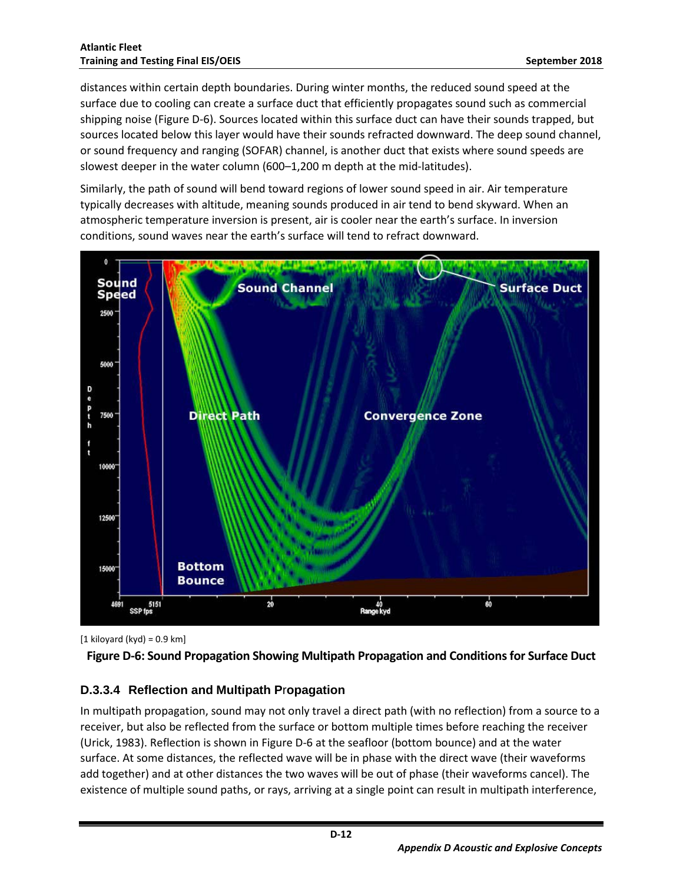distances within certain depth boundaries. During winter months, the reduced sound speed at the surface due to cooling can create a surface duct that efficiently propagates sound such as commercial shipping noise (Figure D-6). Sources located within this surface duct can have their sounds trapped, but sources located below this layer would have their sounds refracted downward. The deep sound channel, or sound frequency and ranging (SOFAR) channel, is another duct that exists where sound speeds are slowest deeper in the water column (600–1,200 m depth at the mid-latitudes).

Similarly, the path of sound will bend toward regions of lower sound speed in air. Air temperature typically decreases with altitude, meaning sounds produced in air tend to bend skyward. When an atmospheric temperature inversion is present, air is cooler near the earth's surface. In inversion conditions, sound waves near the earth's surface will tend to refract downward.

[1 kiloyard (kyd) = 0.9 km]

**Figure D-6: Sound Propagation Showing Multipath Propagation and Conditions for Surface Duct**

### D.3.3.4 Reflection and Multipath Propagation

In multipath propagation, sound may not only travel a direct path (with no reflection) from a source to a receiver, but also be reflected from the surface or bottom multiple times before reaching the receiver (Urick, 1983). Reflection is shown in Figure D-6 at the seafloor (bottom bounce) and at the water surface. At some distances, the reflected wave will be in phase with the direct wave (their waveforms add together) and at other distances the two waves will be out of phase (their waveforms cancel). The existence of multiple sound paths, or rays, arriving at a single point can result in multipath interference,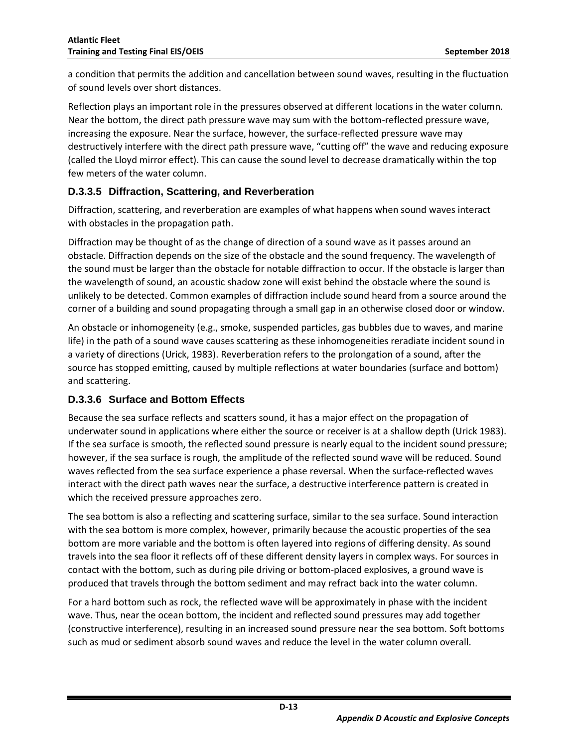a condition that permits the addition and cancellation between sound waves, resulting in the fluctuation of sound levels over short distances.

Reflection plays an important role in the pressures observed at different locations in the water column. Near the bottom, the direct path pressure wave may sum with the bottom-reflected pressure wave, increasing the exposure. Near the surface, however, the surface-reflected pressure wave may destructively interfere with the direct path pressure wave, “cutting off” the wave and reducing exposure (called the Lloyd mirror effect). This can cause the sound level to decrease dramatically within the top few meters of the water column.

### D.3.3.5 Diffraction, Scattering, and Reverberation

Diffraction, scattering, and reverberation are examples of what happens when sound waves interact with obstacles in the propagation path.

Diffraction may be thought of as the change of direction of a sound wave as it passes around an obstacle. Diffraction depends on the size of the obstacle and the sound frequency. The wavelength of the sound must be larger than the obstacle for notable diffraction to occur. If the obstacle is larger than the wavelength of sound, an acoustic shadow zone will exist behind the obstacle where the sound is unlikely to be detected. Common examples of diffraction include sound heard from a source around the corner of a building and sound propagating through a small gap in an otherwise closed door or window.

An obstacle or inhomogeneity (e.g., smoke, suspended particles, gas bubbles due to waves, and marine life) in the path of a sound wave causes scattering as these inhomogeneities reradiate incident sound in a variety of directions (Urick, 1983). Reverberation refers to the prolongation of a sound, after the source has stopped emitting, caused by multiple reflections at water boundaries (surface and bottom) and scattering.

### D.3.3.6 Surface and Bottom Effects

Because the sea surface reflects and scatters sound, it has a major effect on the propagation of underwater sound in applications where either the source or receiver is at a shallow depth (Urick 1983). If the sea surface is smooth, the reflected sound pressure is nearly equal to the incident sound pressure; however, if the sea surface is rough, the amplitude of the reflected sound wave will be reduced. Sound waves reflected from the sea surface experience a phase reversal. When the surface-reflected waves interact with the direct path waves near the surface, a destructive interference pattern is created in which the received pressure approaches zero.

The sea bottom is also a reflecting and scattering surface, similar to the sea surface. Sound interaction with the sea bottom is more complex, however, primarily because the acoustic properties of the sea bottom are more variable and the bottom is often layered into regions of differing density. As sound travels into the sea floor it reflects off of these different density layers in complex ways. For sources in contact with the bottom, such as during pile driving or bottom-placed explosives, a ground wave is produced that travels through the bottom sediment and may refract back into the water column.

For a hard bottom such as rock, the reflected wave will be approximately in phase with the incident wave. Thus, near the ocean bottom, the incident and reflected sound pressures may add together (constructive interference), resulting in an increased sound pressure near the sea bottom. Soft bottoms such as mud or sediment absorb sound waves and reduce the level in the water column overall.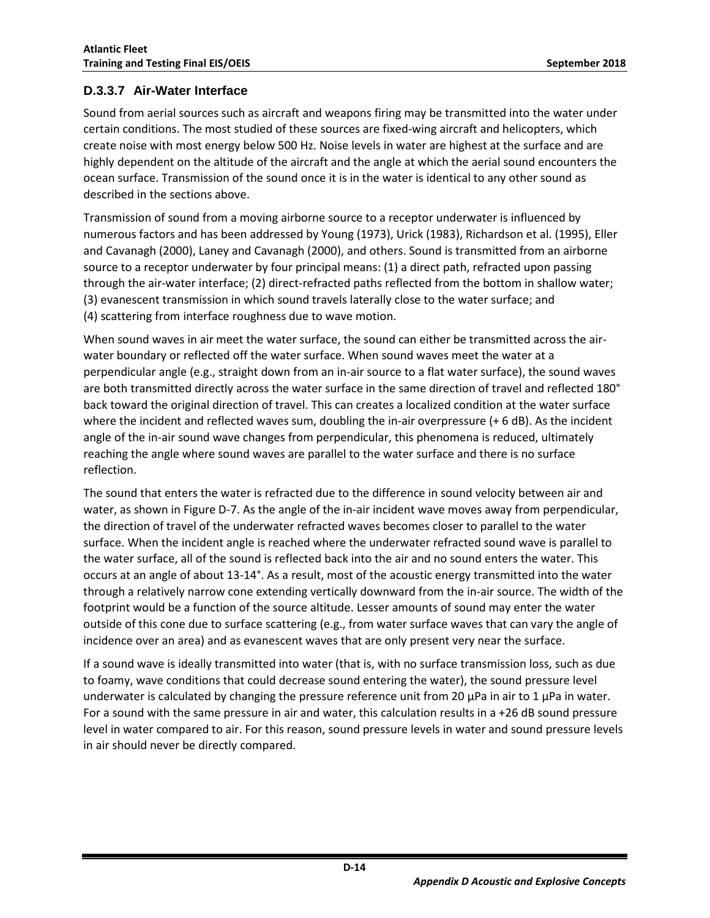### D.3.3.7 Air-Water Interface

Sound from aerial sources such as aircraft and weapons firing may be transmitted into the water under certain conditions. The most studied of these sources are fixed-wing aircraft and helicopters, which create noise with most energy below 500 Hz. Noise levels in water are highest at the surface and are highly dependent on the altitude of the aircraft and the angle at which the aerial sound encounters the ocean surface. Transmission of the sound once it is in the water is identical to any other sound as described in the sections above.

Transmission of sound from a moving airborne source to a receptor underwater is influenced by numerous factors and has been addressed by Young (1973), Urick (1983), Richardson et al. (1995), Eller and Cavanagh (2000), Laney and Cavanagh (2000), and others. Sound is transmitted from an airborne source to a receptor underwater by four principal means: (1) a direct path, refracted upon passing through the air-water interface; (2) direct-refracted paths reflected from the bottom in shallow water; (3) evanescent transmission in which sound travels laterally close to the water surface; and (4) scattering from interface roughness due to wave motion.

When sound waves in air meet the water surface, the sound can either be transmitted across the air-water boundary or reflected off the water surface. When sound waves meet the water at a perpendicular angle (e.g., straight down from an in-air source to a flat water surface), the sound waves are both transmitted directly across the water surface in the same direction of travel and reflected 180° back toward the original direction of travel. This can creates a localized condition at the water surface where the incident and reflected waves sum, doubling the in-air overpressure (+ 6 dB). As the incident angle of the in-air sound wave changes from perpendicular, this phenomena is reduced, ultimately reaching the angle where sound waves are parallel to the water surface and there is no surface reflection.

The sound that enters the water is refracted due to the difference in sound velocity between air and water, as shown in Figure D-7. As the angle of the in-air incident wave moves away from perpendicular, the direction of travel of the underwater refracted waves becomes closer to parallel to the water surface. When the incident angle is reached where the underwater refracted sound wave is parallel to the water surface, all of the sound is reflected back into the air and no sound enters the water. This occurs at an angle of about 13-14°. As a result, most of the acoustic energy transmitted into the water through a relatively narrow cone extending vertically downward from the in-air source. The width of the footprint would be a function of the source altitude. Lesser amounts of sound may enter the water outside of this cone due to surface scattering (e.g., from water surface waves that can vary the angle of incidence over an area) and as evanescent waves that are only present very near the surface.

If a sound wave is ideally transmitted into water (that is, with no surface transmission loss, such as due to foamy, wave conditions that could decrease sound entering the water), the sound pressure level underwater is calculated by changing the pressure reference unit from 20 µPa in air to 1 µPa in water. For a sound with the same pressure in air and water, this calculation results in a +26 dB sound pressure level in water compared to air. For this reason, sound pressure levels in water and sound pressure levels in air should never be directly compared.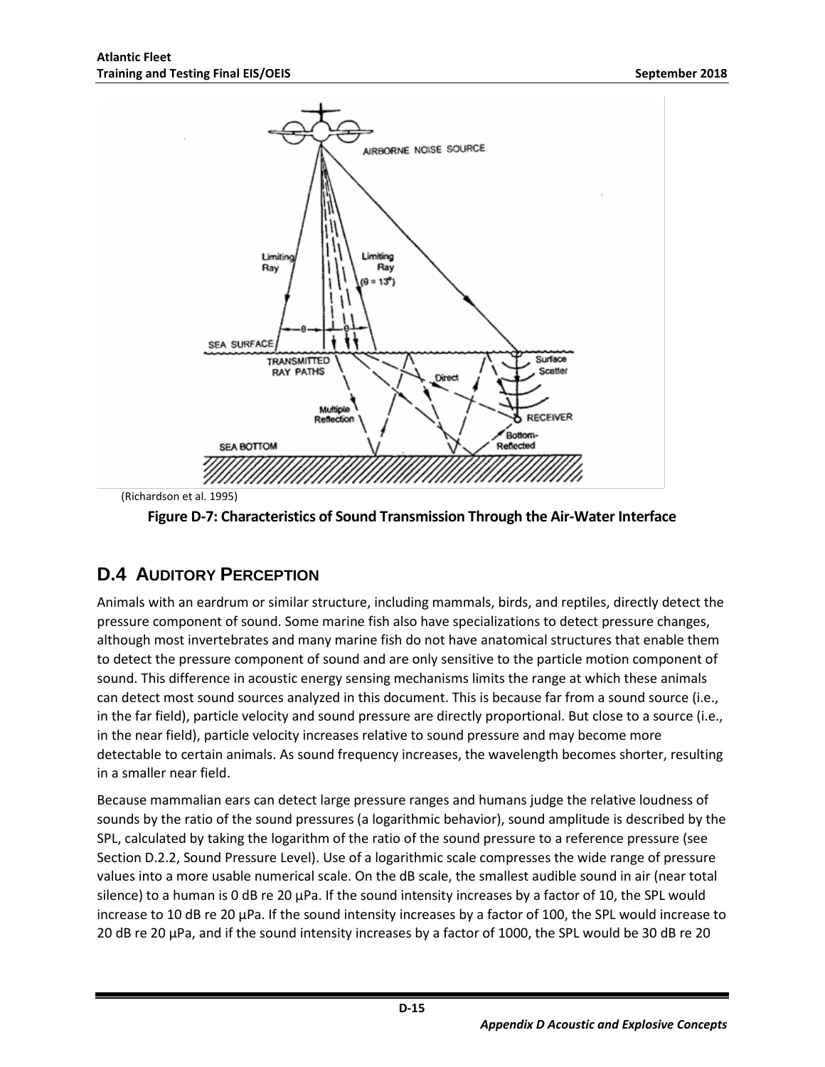(Richardson et al. 1995)

**Figure D-7: Characteristics of Sound Transmission Through the Air-Water Interface**

## D.4 Auditory Perception

Animals with an eardrum or similar structure, including mammals, birds, and reptiles, directly detect the pressure component of sound. Some marine fish also have specializations to detect pressure changes, although most invertebrates and many marine fish do not have anatomical structures that enable them to detect the pressure component of sound and are only sensitive to the particle motion component of sound. This difference in acoustic energy sensing mechanisms limits the range at which these animals can detect most sound sources analyzed in this document. This is because far from a sound source (i.e., in the far field), particle velocity and sound pressure are directly proportional. But close to a source (i.e., in the near field), particle velocity increases relative to sound pressure and may become more detectable to certain animals. As sound frequency increases, the wavelength becomes shorter, resulting in a smaller near field.

Because mammalian ears can detect large pressure ranges and humans judge the relative loudness of sounds by the ratio of the sound pressures (a logarithmic behavior), sound amplitude is described by the SPL, calculated by taking the logarithm of the ratio of the sound pressure to a reference pressure (see Section D.2.2, Sound Pressure Level). Use of a logarithmic scale compresses the wide range of pressure values into a more usable numerical scale. On the dB scale, the smallest audible sound in air (near total silence) to a human is 0 dB re 20 µPa. If the sound intensity increases by a factor of 10, the SPL would increase to 10 dB re 20 µPa. If the sound intensity increases by a factor of 100, the SPL would increase to 20 dB re 20 µPa, and if the sound intensity increases by a factor of 1000, the SPL would be 30 dB re 20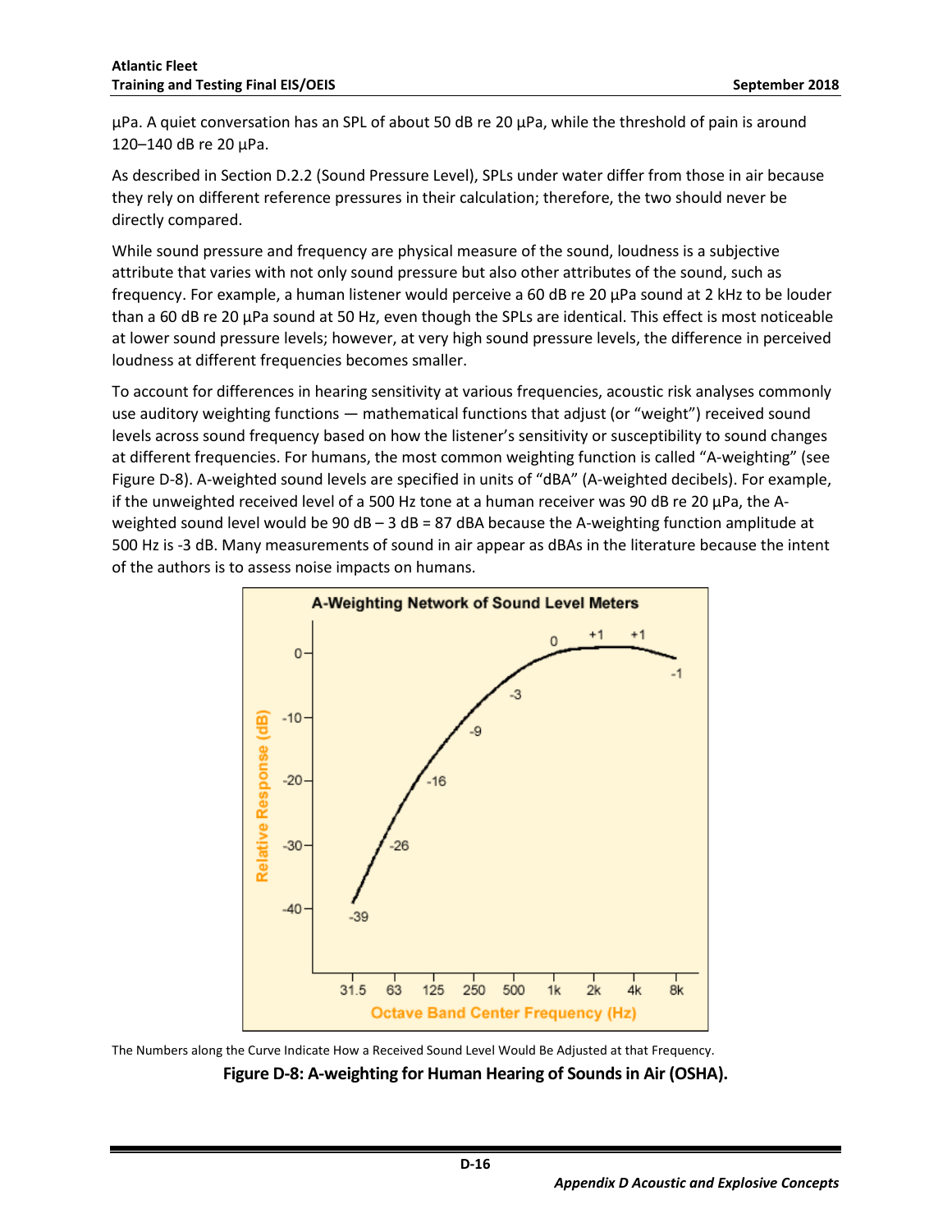µPa. A quiet conversation has an SPL of about 50 dB re 20 µPa, while the threshold of pain is around 120–140 dB re 20 µPa.

As described in Section D.2.2 (Sound Pressure Level), SPLs under water differ from those in air because they rely on different reference pressures in their calculation; therefore, the two should never be directly compared.

While sound pressure and frequency are physical measure of the sound, loudness is a subjective attribute that varies with not only sound pressure but also other attributes of the sound, such as frequency. For example, a human listener would perceive a 60 dB re 20 µPa sound at 2 kHz to be louder than a 60 dB re 20 µPa sound at 50 Hz, even though the SPLs are identical. This effect is most noticeable at lower sound pressure levels; however, at very high sound pressure levels, the difference in perceived loudness at different frequencies becomes smaller.

To account for differences in hearing sensitivity at various frequencies, acoustic risk analyses commonly use auditory weighting functions — mathematical functions that adjust (or "weight") received sound levels across sound frequency based on how the listener's sensitivity or susceptibility to sound changes at different frequencies. For humans, the most common weighting function is called "A-weighting" (see Figure D-8). A-weighted sound levels are specified in units of "dBA" (A-weighted decibels). For example, if the unweighted received level of a 500 Hz tone at a human receiver was 90 dB re 20 µPa, the A-weighted sound level would be 90 dB – 3 dB = 87 dBA because the A-weighting function amplitude at 500 Hz is -3 dB. Many measurements of sound in air appear as dBAs in the literature because the intent of the authors is to assess noise impacts on humans.

The Numbers along the Curve Indicate How a Received Sound Level Would Be Adjusted at that Frequency.

**Figure D-8: A-weighting for Human Hearing of Sounds in Air (OSHA).**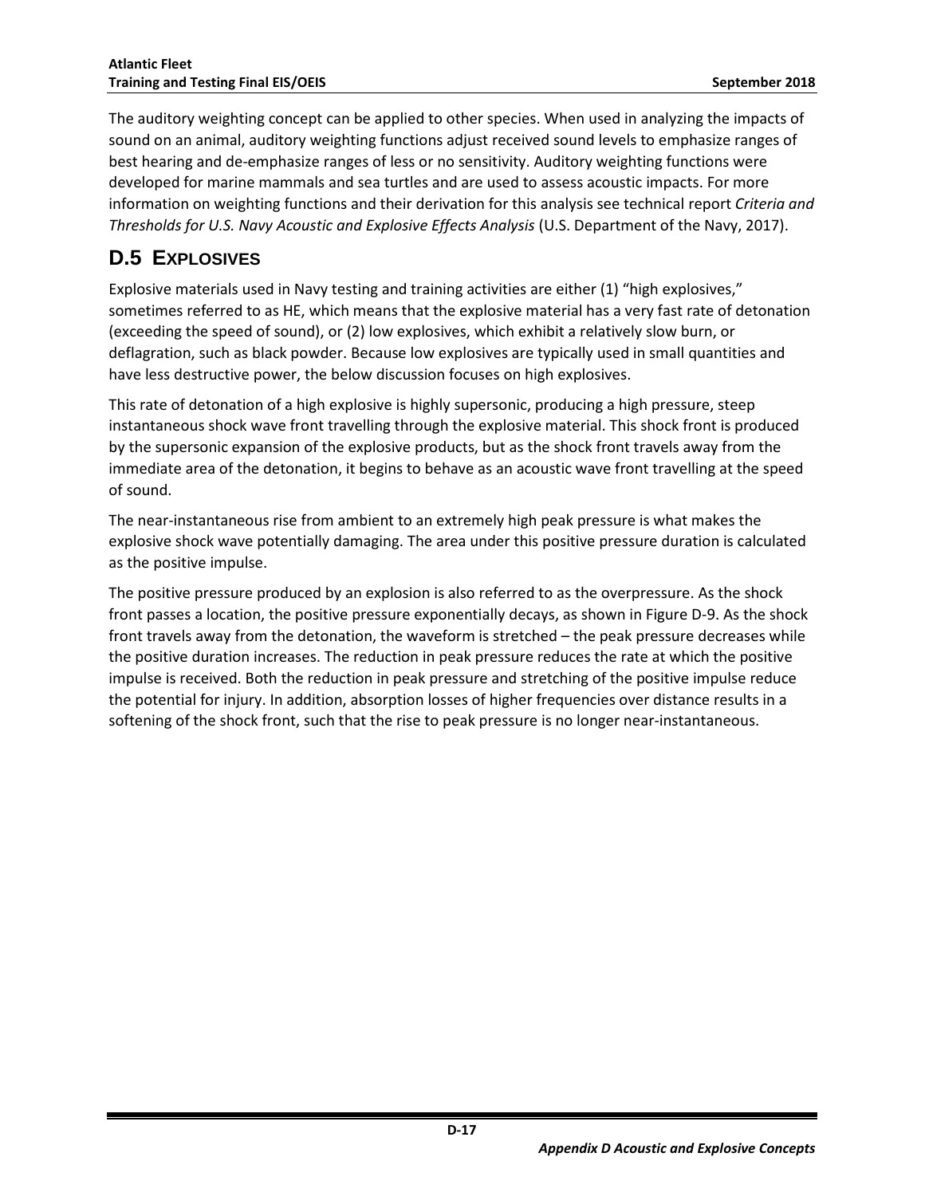The auditory weighting concept can be applied to other species. When used in analyzing the impacts of sound on an animal, auditory weighting functions adjust received sound levels to emphasize ranges of best hearing and de-emphasize ranges of less or no sensitivity. Auditory weighting functions were developed for marine mammals and sea turtles and are used to assess acoustic impacts. For more information on weighting functions and their derivation for this analysis see technical report *Criteria and Thresholds for U.S. Navy Acoustic and Explosive Effects Analysis* (U.S. Department of the Navy, 2017).

## D.5 EXPLOSIVES

Explosive materials used in Navy testing and training activities are either (1) "high explosives," sometimes referred to as HE, which means that the explosive material has a very fast rate of detonation (exceeding the speed of sound), or (2) low explosives, which exhibit a relatively slow burn, or deflagration, such as black powder. Because low explosives are typically used in small quantities and have less destructive power, the below discussion focuses on high explosives.

This rate of detonation of a high explosive is highly supersonic, producing a high pressure, steep instantaneous shock wave front travelling through the explosive material. This shock front is produced by the supersonic expansion of the explosive products, but as the shock front travels away from the immediate area of the detonation, it begins to behave as an acoustic wave front travelling at the speed of sound.

The near-instantaneous rise from ambient to an extremely high peak pressure is what makes the explosive shock wave potentially damaging. The area under this positive pressure duration is calculated as the positive impulse.

The positive pressure produced by an explosion is also referred to as the overpressure. As the shock front passes a location, the positive pressure exponentially decays, as shown in Figure D-9. As the shock front travels away from the detonation, the waveform is stretched – the peak pressure decreases while the positive duration increases. The reduction in peak pressure reduces the rate at which the positive impulse is received. Both the reduction in peak pressure and stretching of the positive impulse reduce the potential for injury. In addition, absorption losses of higher frequencies over distance results in a softening of the shock front, such that the rise to peak pressure is no longer near-instantaneous.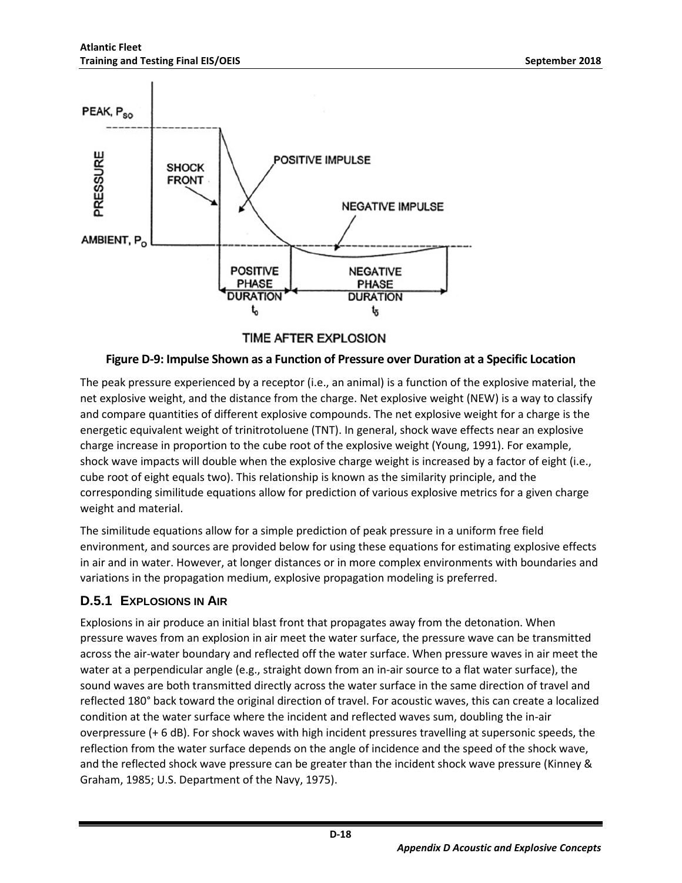**Figure D-9: Impulse Shown as a Function of Pressure over Duration at a Specific Location**

The peak pressure experienced by a receptor (i.e., an animal) is a function of the explosive material, the net explosive weight, and the distance from the charge. Net explosive weight (NEW) is a way to classify and compare quantities of different explosive compounds. The net explosive weight for a charge is the energetic equivalent weight of trinitrotoluene (TNT). In general, shock wave effects near an explosive charge increase in proportion to the cube root of the explosive weight (Young, 1991). For example, shock wave impacts will double when the explosive charge weight is increased by a factor of eight (i.e., cube root of eight equals two). This relationship is known as the similarity principle, and the corresponding similitude equations allow for prediction of various explosive metrics for a given charge weight and material.

The similitude equations allow for a simple prediction of peak pressure in a uniform free field environment, and sources are provided below for using these equations for estimating explosive effects in air and in water. However, at longer distances or in more complex environments with boundaries and variations in the propagation medium, explosive propagation modeling is preferred.

## D.5.1 Explosions in Air

Explosions in air produce an initial blast front that propagates away from the detonation. When pressure waves from an explosion in air meet the water surface, the pressure wave can be transmitted across the air-water boundary and reflected off the water surface. When pressure waves in air meet the water at a perpendicular angle (e.g., straight down from an in-air source to a flat water surface), the sound waves are both transmitted directly across the water surface in the same direction of travel and reflected 180° back toward the original direction of travel. For acoustic waves, this can create a localized condition at the water surface where the incident and reflected waves sum, doubling the in-air overpressure (+ 6 dB). For shock waves with high incident pressures travelling at supersonic speeds, the reflection from the water surface depends on the angle of incidence and the speed of the shock wave, and the reflected shock wave pressure can be greater than the incident shock wave pressure (Kinney & Graham, 1985; U.S. Department of the Navy, 1975).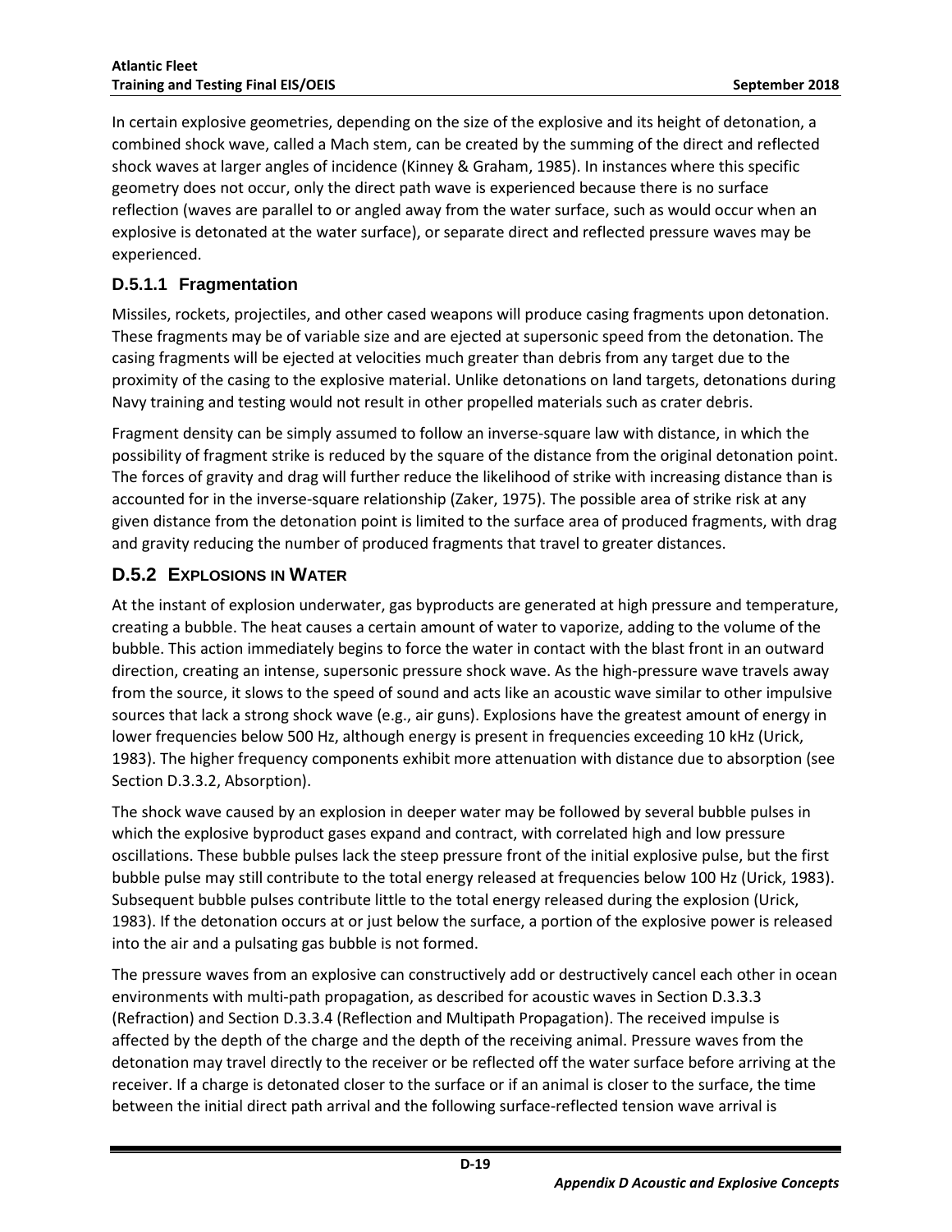In certain explosive geometries, depending on the size of the explosive and its height of detonation, a combined shock wave, called a Mach stem, can be created by the summing of the direct and reflected shock waves at larger angles of incidence (Kinney & Graham, 1985). In instances where this specific geometry does not occur, only the direct path wave is experienced because there is no surface reflection (waves are parallel to or angled away from the water surface, such as would occur when an explosive is detonated at the water surface), or separate direct and reflected pressure waves may be experienced.

### D.5.1.1 Fragmentation

Missiles, rockets, projectiles, and other cased weapons will produce casing fragments upon detonation. These fragments may be of variable size and are ejected at supersonic speed from the detonation. The casing fragments will be ejected at velocities much greater than debris from any target due to the proximity of the casing to the explosive material. Unlike detonations on land targets, detonations during Navy training and testing would not result in other propelled materials such as crater debris.

Fragment density can be simply assumed to follow an inverse-square law with distance, in which the possibility of fragment strike is reduced by the square of the distance from the original detonation point. The forces of gravity and drag will further reduce the likelihood of strike with increasing distance than is accounted for in the inverse-square relationship (Zaker, 1975). The possible area of strike risk at any given distance from the detonation point is limited to the surface area of produced fragments, with drag and gravity reducing the number of produced fragments that travel to greater distances.

## D.5.2 Explosions in Water

At the instant of explosion underwater, gas byproducts are generated at high pressure and temperature, creating a bubble. The heat causes a certain amount of water to vaporize, adding to the volume of the bubble. This action immediately begins to force the water in contact with the blast front in an outward direction, creating an intense, supersonic pressure shock wave. As the high-pressure wave travels away from the source, it slows to the speed of sound and acts like an acoustic wave similar to other impulsive sources that lack a strong shock wave (e.g., air guns). Explosions have the greatest amount of energy in lower frequencies below 500 Hz, although energy is present in frequencies exceeding 10 kHz (Urick, 1983). The higher frequency components exhibit more attenuation with distance due to absorption (see Section D.3.3.2, Absorption).

The shock wave caused by an explosion in deeper water may be followed by several bubble pulses in which the explosive byproduct gases expand and contract, with correlated high and low pressure oscillations. These bubble pulses lack the steep pressure front of the initial explosive pulse, but the first bubble pulse may still contribute to the total energy released at frequencies below 100 Hz (Urick, 1983). Subsequent bubble pulses contribute little to the total energy released during the explosion (Urick, 1983). If the detonation occurs at or just below the surface, a portion of the explosive power is released into the air and a pulsating gas bubble is not formed.

The pressure waves from an explosive can constructively add or destructively cancel each other in ocean environments with multi-path propagation, as described for acoustic waves in Section D.3.3.3 (Refraction) and Section D.3.3.4 (Reflection and Multipath Propagation). The received impulse is affected by the depth of the charge and the depth of the receiving animal. Pressure waves from the detonation may travel directly to the receiver or be reflected off the water surface before arriving at the receiver. If a charge is detonated closer to the surface or if an animal is closer to the surface, the time between the initial direct path arrival and the following surface-reflected tension wave arrival is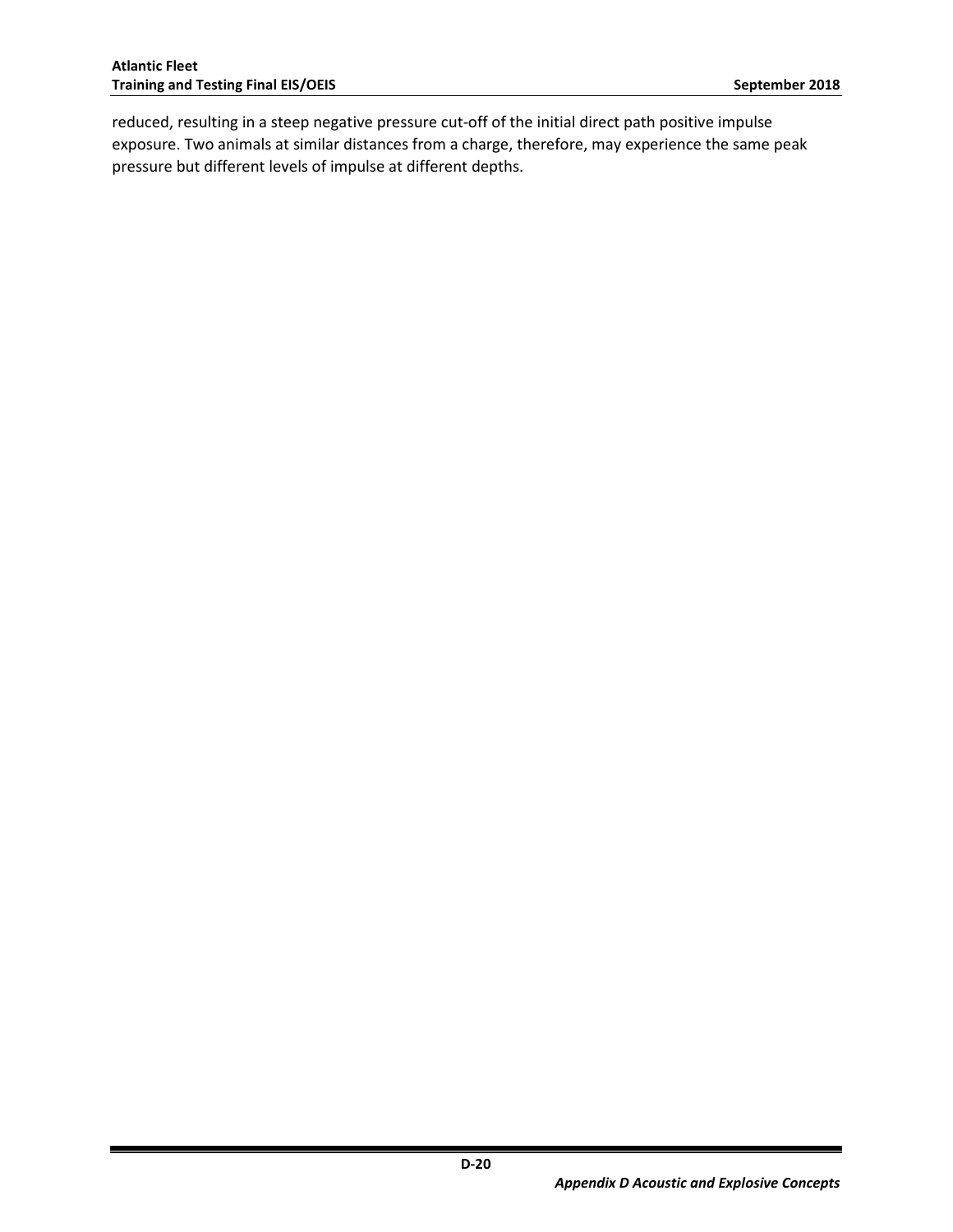reduced, resulting in a steep negative pressure cut-off of the initial direct path positive impulse exposure. Two animals at similar distances from a charge, therefore, may experience the same peak pressure but different levels of impulse at different depths.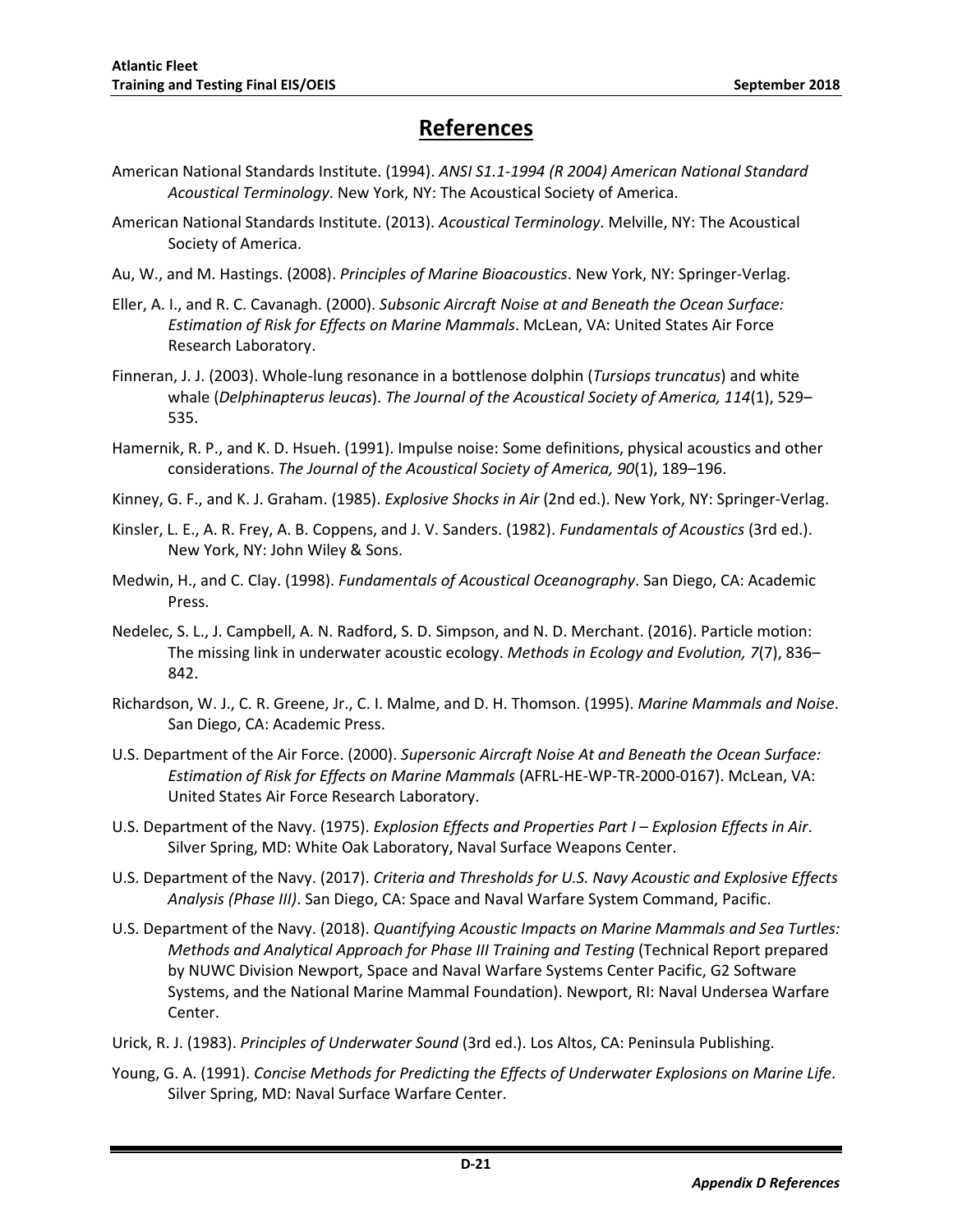# References

American National Standards Institute. (1994). *ANSI S1.1-1994 (R 2004) American National Standard Acoustical Terminology*. New York, NY: The Acoustical Society of America.

American National Standards Institute. (2013). *Acoustical Terminology*. Melville, NY: The Acoustical Society of America.

Au, W., and M. Hastings. (2008). *Principles of Marine Bioacoustics*. New York, NY: Springer-Verlag.

Eller, A. I., and R. C. Cavanagh. (2000). *Subsonic Aircraft Noise at and Beneath the Ocean Surface: Estimation of Risk for Effects on Marine Mammals*. McLean, VA: United States Air Force Research Laboratory.

Finneran, J. J. (2003). Whole-lung resonance in a bottlenose dolphin (*Tursiops truncatus*) and white whale (*Delphinapterus leucas*). *The Journal of the Acoustical Society of America, 114*(1), 529–535.

Hamernik, R. P., and K. D. Hsueh. (1991). Impulse noise: Some definitions, physical acoustics and other considerations. *The Journal of the Acoustical Society of America, 90*(1), 189–196.

Kinney, G. F., and K. J. Graham. (1985). *Explosive Shocks in Air* (2nd ed.). New York, NY: Springer-Verlag.

Kinsler, L. E., A. R. Frey, A. B. Coppens, and J. V. Sanders. (1982). *Fundamentals of Acoustics* (3rd ed.). New York, NY: John Wiley & Sons.

Medwin, H., and C. Clay. (1998). *Fundamentals of Acoustical Oceanography*. San Diego, CA: Academic Press.

Nedelec, S. L., J. Campbell, A. N. Radford, S. D. Simpson, and N. D. Merchant. (2016). Particle motion: The missing link in underwater acoustic ecology. *Methods in Ecology and Evolution, 7*(7), 836–842.

Richardson, W. J., C. R. Greene, Jr., C. I. Malme, and D. H. Thomson. (1995). *Marine Mammals and Noise*. San Diego, CA: Academic Press.

U.S. Department of the Air Force. (2000). *Supersonic Aircraft Noise At and Beneath the Ocean Surface: Estimation of Risk for Effects on Marine Mammals* (AFRL-HE-WP-TR-2000-0167). McLean, VA: United States Air Force Research Laboratory.

U.S. Department of the Navy. (1975). *Explosion Effects and Properties Part I – Explosion Effects in Air*. Silver Spring, MD: White Oak Laboratory, Naval Surface Weapons Center.

U.S. Department of the Navy. (2017). *Criteria and Thresholds for U.S. Navy Acoustic and Explosive Effects Analysis (Phase III)*. San Diego, CA: Space and Naval Warfare System Command, Pacific.

U.S. Department of the Navy. (2018). *Quantifying Acoustic Impacts on Marine Mammals and Sea Turtles: Methods and Analytical Approach for Phase III Training and Testing* (Technical Report prepared by NUWC Division Newport, Space and Naval Warfare Systems Center Pacific, G2 Software Systems, and the National Marine Mammal Foundation). Newport, RI: Naval Undersea Warfare Center.

Urick, R. J. (1983). *Principles of Underwater Sound* (3rd ed.). Los Altos, CA: Peninsula Publishing.

Young, G. A. (1991). *Concise Methods for Predicting the Effects of Underwater Explosions on Marine Life*. Silver Spring, MD: Naval Surface Warfare Center.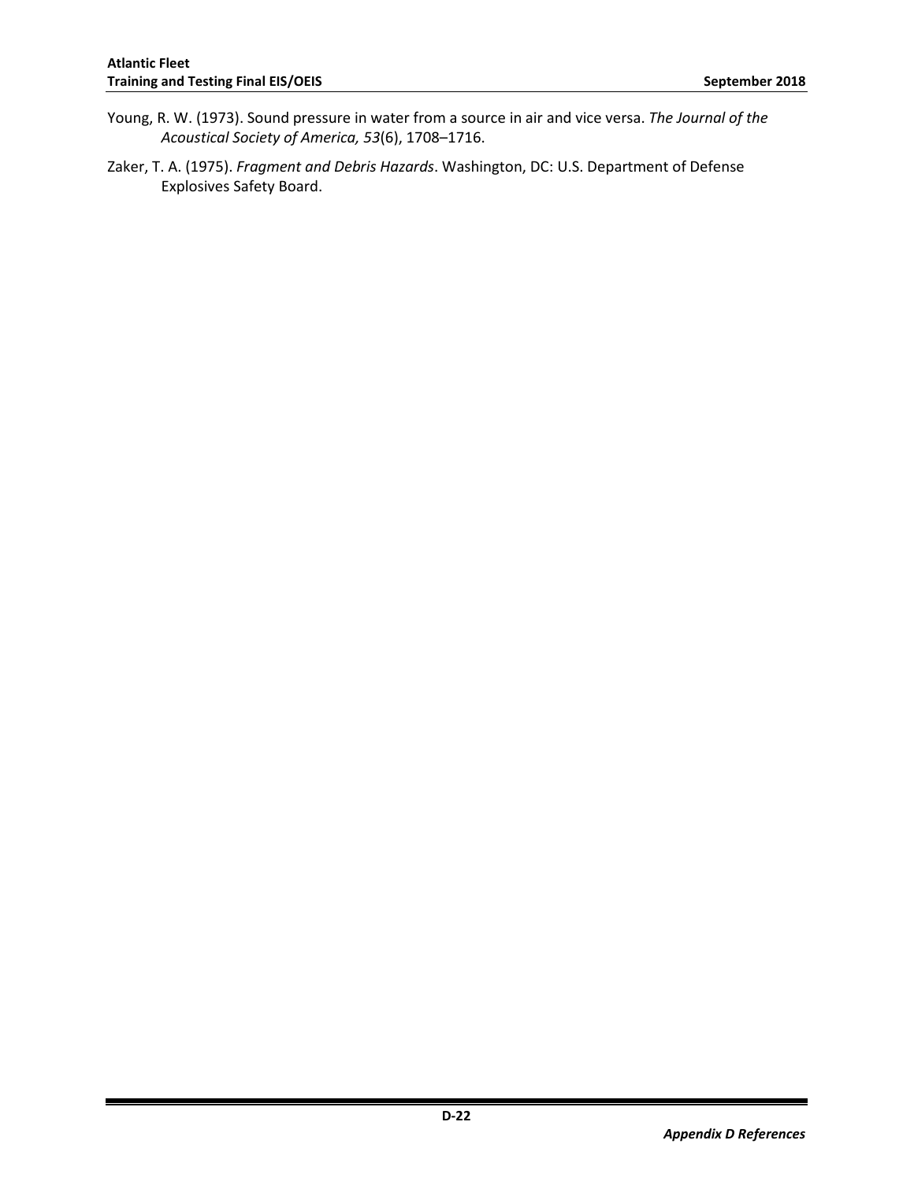Young, R. W. (1973). Sound pressure in water from a source in air and vice versa. *The Journal of the Acoustical Society of America, 53*(6), 1708–1716.

Zaker, T. A. (1975). *Fragment and Debris Hazards*. Washington, DC: U.S. Department of Defense Explosives Safety Board.